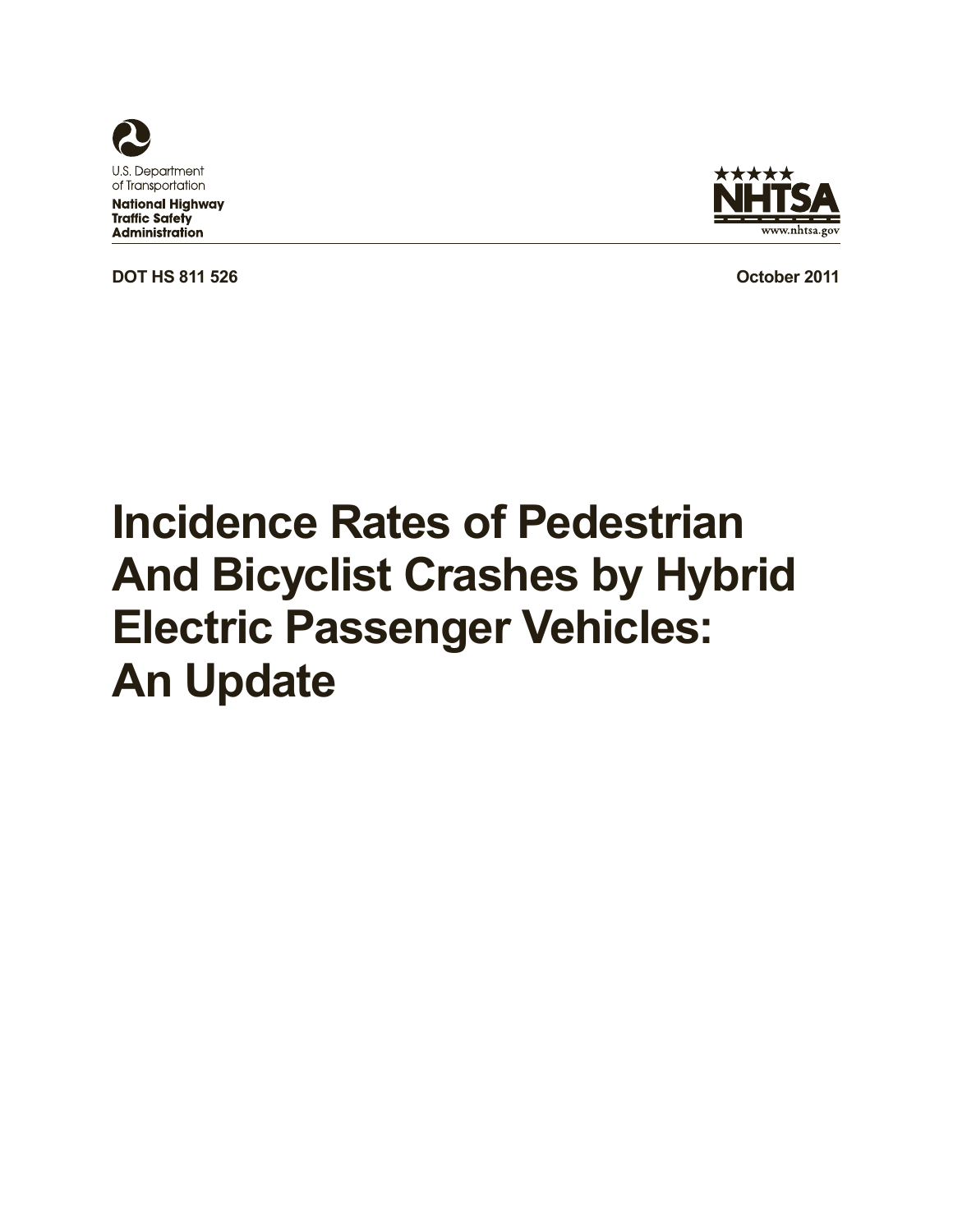U.S. Department of Transportation

**National Highway Traffic Safety Administration**

NHTSA

www.nhtsa.gov

**DOT HS 811 526** **October 2011**

# Incidence Rates of Pedestrian And Bicyclist Crashes by Hybrid Electric Passenger Vehicles: An Update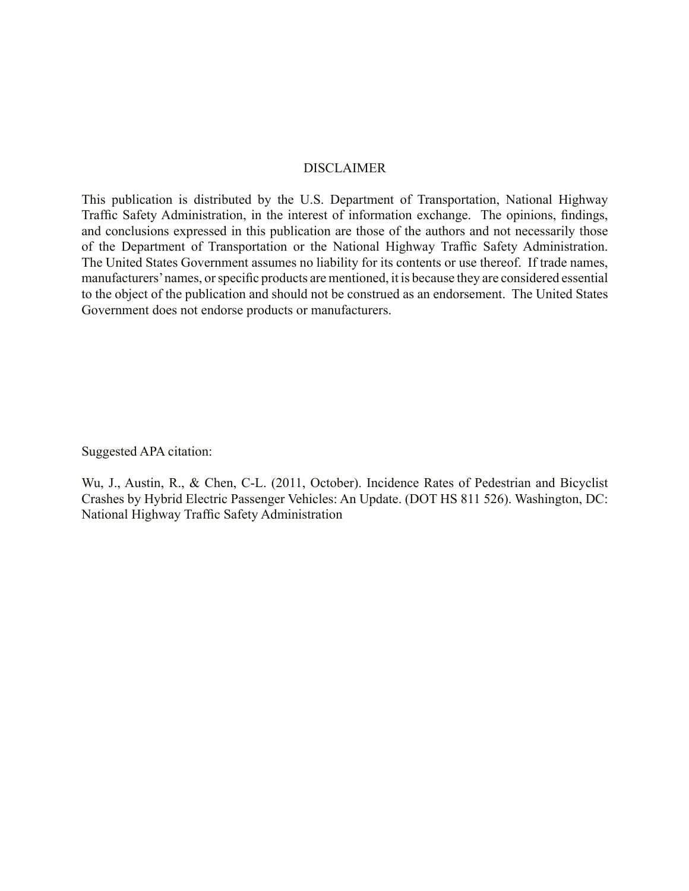# DISCLAIMER

This publication is distributed by the U.S. Department of Transportation, National Highway Traffic Safety Administration, in the interest of information exchange. The opinions, findings, and conclusions expressed in this publication are those of the authors and not necessarily those of the Department of Transportation or the National Highway Traffic Safety Administration. The United States Government assumes no liability for its contents or use thereof. If trade names, manufacturers' names, or specific products are mentioned, it is because they are considered essential to the object of the publication and should not be construed as an endorsement. The United States Government does not endorse products or manufacturers.

Suggested APA citation:

Wu, J., Austin, R., & Chen, C-L. (2011, October). Incidence Rates of Pedestrian and Bicyclist Crashes by Hybrid Electric Passenger Vehicles: An Update. (DOT HS 811 526). Washington, DC: National Highway Traffic Safety Administration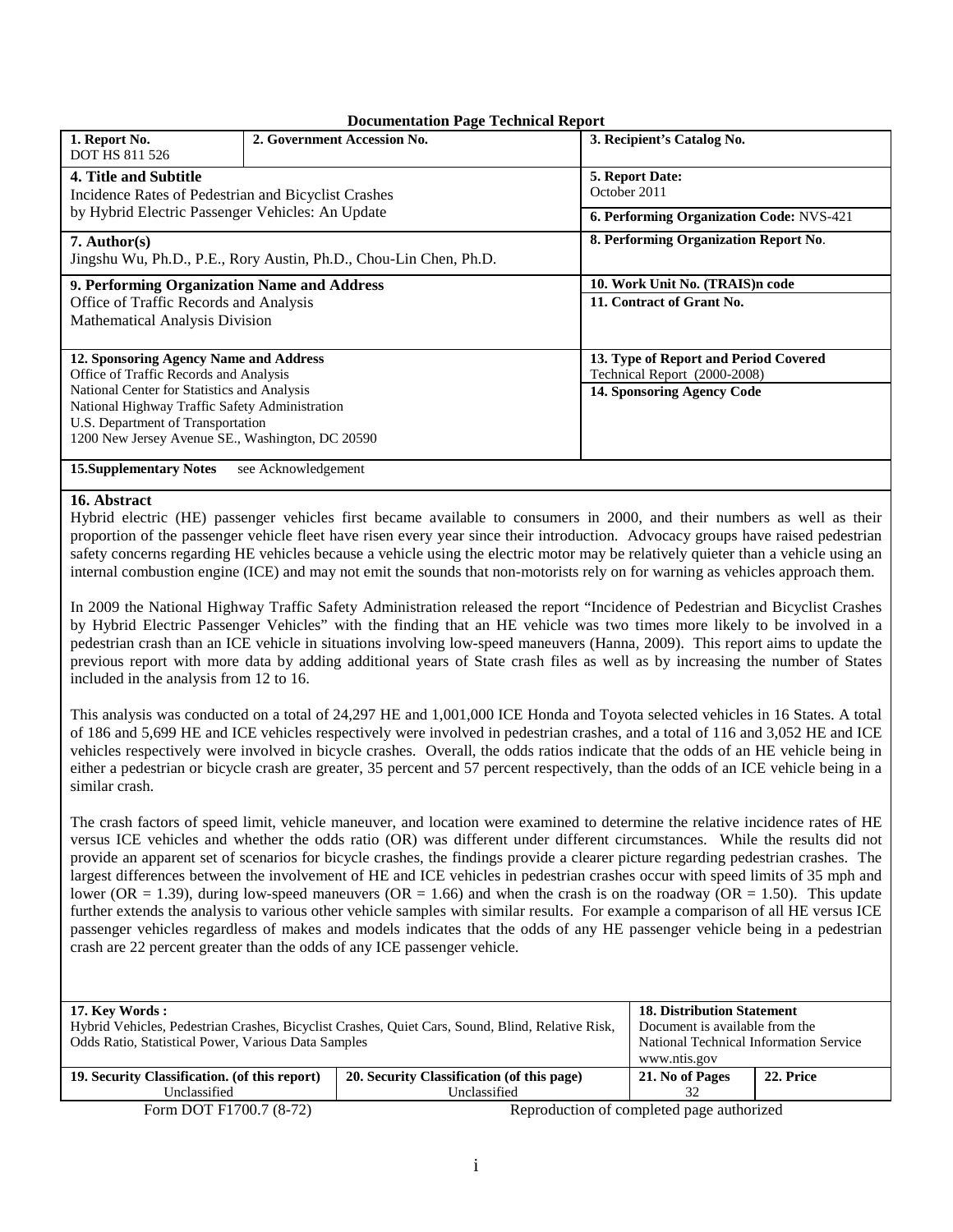**Documentation Page Technical Report**

| **1. Report No.** DOT HS 811 526 | **2. Government Accession No.** | **3. Recipient's Catalog No.** |
|---|---|---|
| **4. Title and Subtitle** Incidence Rates of Pedestrian and Bicyclist Crashes by Hybrid Electric Passenger Vehicles: An Update | | **5. Report Date:** October 2011 |
| | | **6. Performing Organization Code:** NVS-421 |
| **7. Author(s)** Jingshu Wu, Ph.D., P.E., Rory Austin, Ph.D., Chou-Lin Chen, Ph.D. | | **8. Performing Organization Report No**. |
| **9. Performing Organization Name and Address** Office of Traffic Records and Analysis Mathematical Analysis Division | | **10. Work Unit No. (TRAIS)n code** |
| | | **11. Contract of Grant No.** |
| **12. Sponsoring Agency Name and Address** Office of Traffic Records and Analysis National Center for Statistics and Analysis National Highway Traffic Safety Administration U.S. Department of Transportation 1200 New Jersey Avenue SE., Washington, DC 20590 | | **13. Type of Report and Period Covered** Technical Report (2000-2008) |
| | | **14. Sponsoring Agency Code** |
| **15.Supplementary Notes** see Acknowledgement | | |

**16. Abstract**

Hybrid electric (HE) passenger vehicles first became available to consumers in 2000, and their numbers as well as their proportion of the passenger vehicle fleet have risen every year since their introduction. Advocacy groups have raised pedestrian safety concerns regarding HE vehicles because a vehicle using the electric motor may be relatively quieter than a vehicle using an internal combustion engine (ICE) and may not emit the sounds that non-motorists rely on for warning as vehicles approach them.

In 2009 the National Highway Traffic Safety Administration released the report "Incidence of Pedestrian and Bicyclist Crashes by Hybrid Electric Passenger Vehicles" with the finding that an HE vehicle was two times more likely to be involved in a pedestrian crash than an ICE vehicle in situations involving low-speed maneuvers (Hanna, 2009). This report aims to update the previous report with more data by adding additional years of State crash files as well as by increasing the number of States included in the analysis from 12 to 16.

This analysis was conducted on a total of 24,297 HE and 1,001,000 ICE Honda and Toyota selected vehicles in 16 States. A total of 186 and 5,699 HE and ICE vehicles respectively were involved in pedestrian crashes, and a total of 116 and 3,052 HE and ICE vehicles respectively were involved in bicycle crashes. Overall, the odds ratios indicate that the odds of an HE vehicle being in either a pedestrian or bicycle crash are greater, 35 percent and 57 percent respectively, than the odds of an ICE vehicle being in a similar crash.

The crash factors of speed limit, vehicle maneuver, and location were examined to determine the relative incidence rates of HE versus ICE vehicles and whether the odds ratio (OR) was different under different circumstances. While the results did not provide an apparent set of scenarios for bicycle crashes, the findings provide a clearer picture regarding pedestrian crashes. The largest differences between the involvement of HE and ICE vehicles in pedestrian crashes occur with speed limits of 35 mph and lower (OR = 1.39), during low-speed maneuvers (OR = 1.66) and when the crash is on the roadway (OR = 1.50). This update further extends the analysis to various other vehicle samples with similar results. For example a comparison of all HE versus ICE passenger vehicles regardless of makes and models indicates that the odds of any HE passenger vehicle being in a pedestrian crash are 22 percent greater than the odds of any ICE passenger vehicle.

| **17. Key Words :** Hybrid Vehicles, Pedestrian Crashes, Bicyclist Crashes, Quiet Cars, Sound, Blind, Relative Risk, Odds Ratio, Statistical Power, Various Data Samples | | **18. Distribution Statement** Document is available from the National Technical Information Service www.ntis.gov | |
|---|---|---|---|
| **19. Security Classification. (of this report)** Unclassified | **20. Security Classification (of this page)** Unclassified | **21. No of Pages** 32 | **22. Price** |

Form DOT F1700.7 (8-72) Reproduction of completed page authorized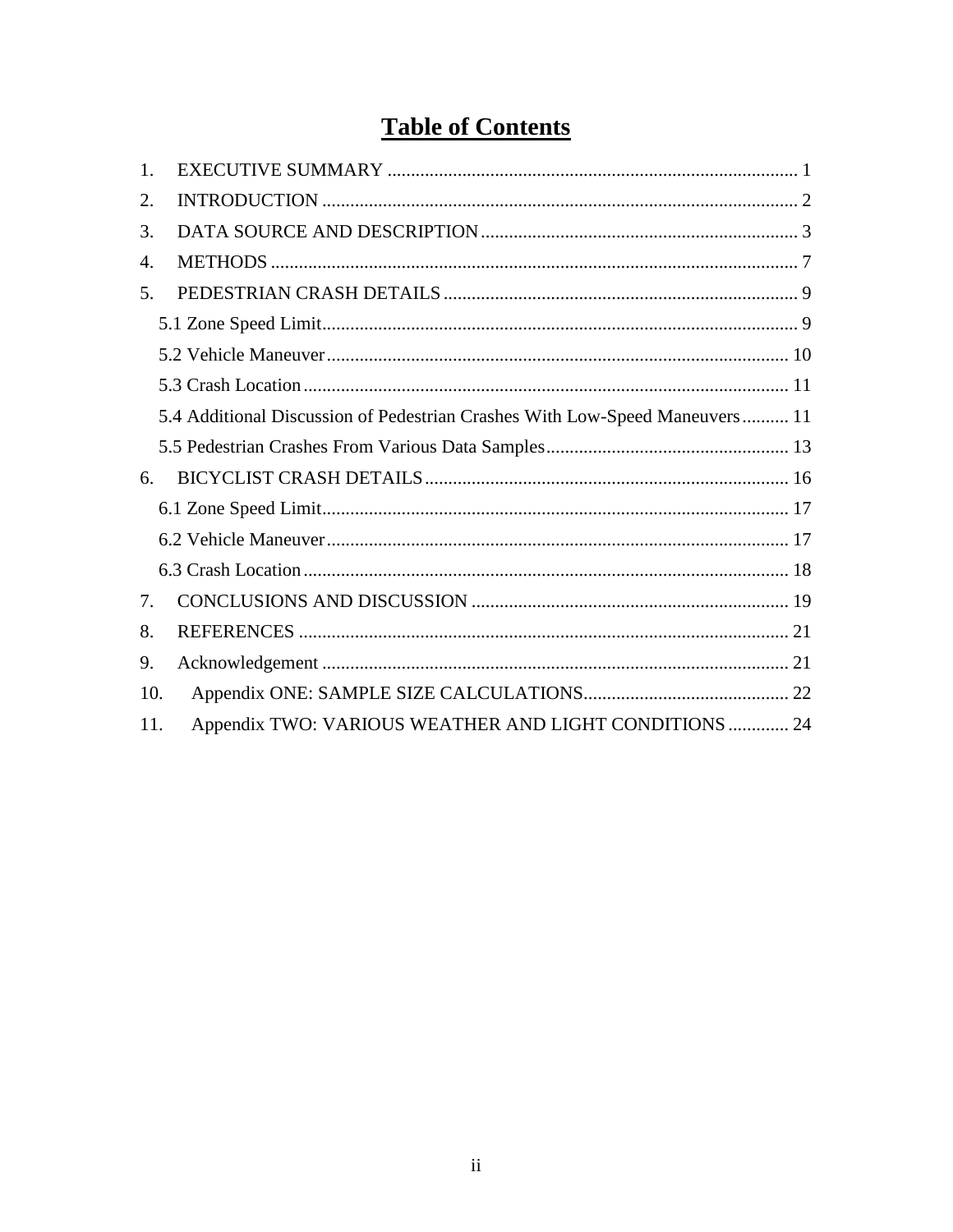# Table of Contents

1. EXECUTIVE SUMMARY ........................................................................................ 1
2. INTRODUCTION ...................................................................................................... 2
3. DATA SOURCE AND DESCRIPTION ..................................................................... 3
4. METHODS ................................................................................................................. 7
5. PEDESTRIAN CRASH DETAILS ............................................................................ 9
   - 5.1 Zone Speed Limit ............................................................................................ 9
   - 5.2 Vehicle Maneuver .......................................................................................... 10
   - 5.3 Crash Location .............................................................................................. 11
   - 5.4 Additional Discussion of Pedestrian Crashes With Low-Speed Maneuvers .......... 11
   - 5.5 Pedestrian Crashes From Various Data Samples .................................................. 13
6. BICYCLIST CRASH DETAILS ............................................................................... 16
   - 6.1 Zone Speed Limit ........................................................................................... 17
   - 6.2 Vehicle Maneuver .......................................................................................... 17
   - 6.3 Crash Location .............................................................................................. 18
7. CONCLUSIONS AND DISCUSSION ..................................................................... 19
8. REFERENCES ......................................................................................................... 21
9. Acknowledgement .................................................................................................... 21
10. Appendix ONE: SAMPLE SIZE CALCULATIONS ............................................. 22
11. Appendix TWO: VARIOUS WEATHER AND LIGHT CONDITIONS ............. 24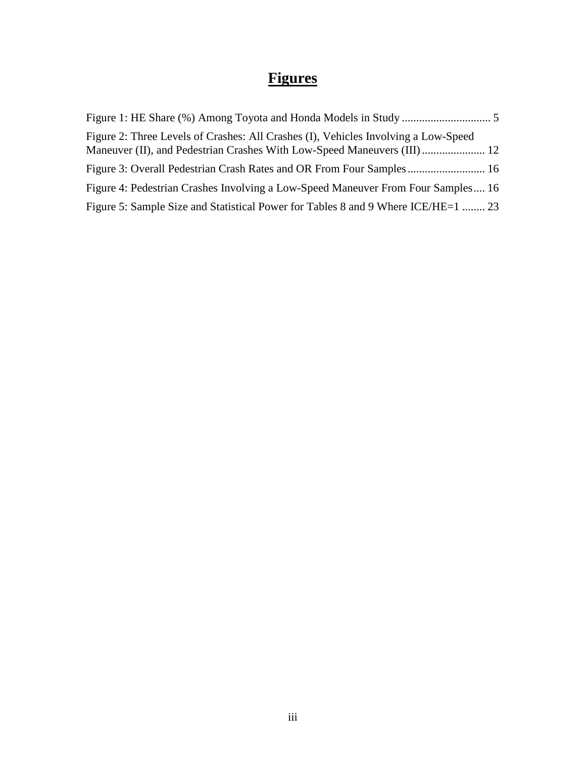# Figures

Figure 1: HE Share (%) Among Toyota and Honda Models in Study ............................... 5

Figure 2: Three Levels of Crashes: All Crashes (I), Vehicles Involving a Low-Speed Maneuver (II), and Pedestrian Crashes With Low-Speed Maneuvers (III) ...................... 12

Figure 3: Overall Pedestrian Crash Rates and OR From Four Samples ........................... 16

Figure 4: Pedestrian Crashes Involving a Low-Speed Maneuver From Four Samples .... 16

Figure 5: Sample Size and Statistical Power for Tables 8 and 9 Where ICE/HE=1 ........ 23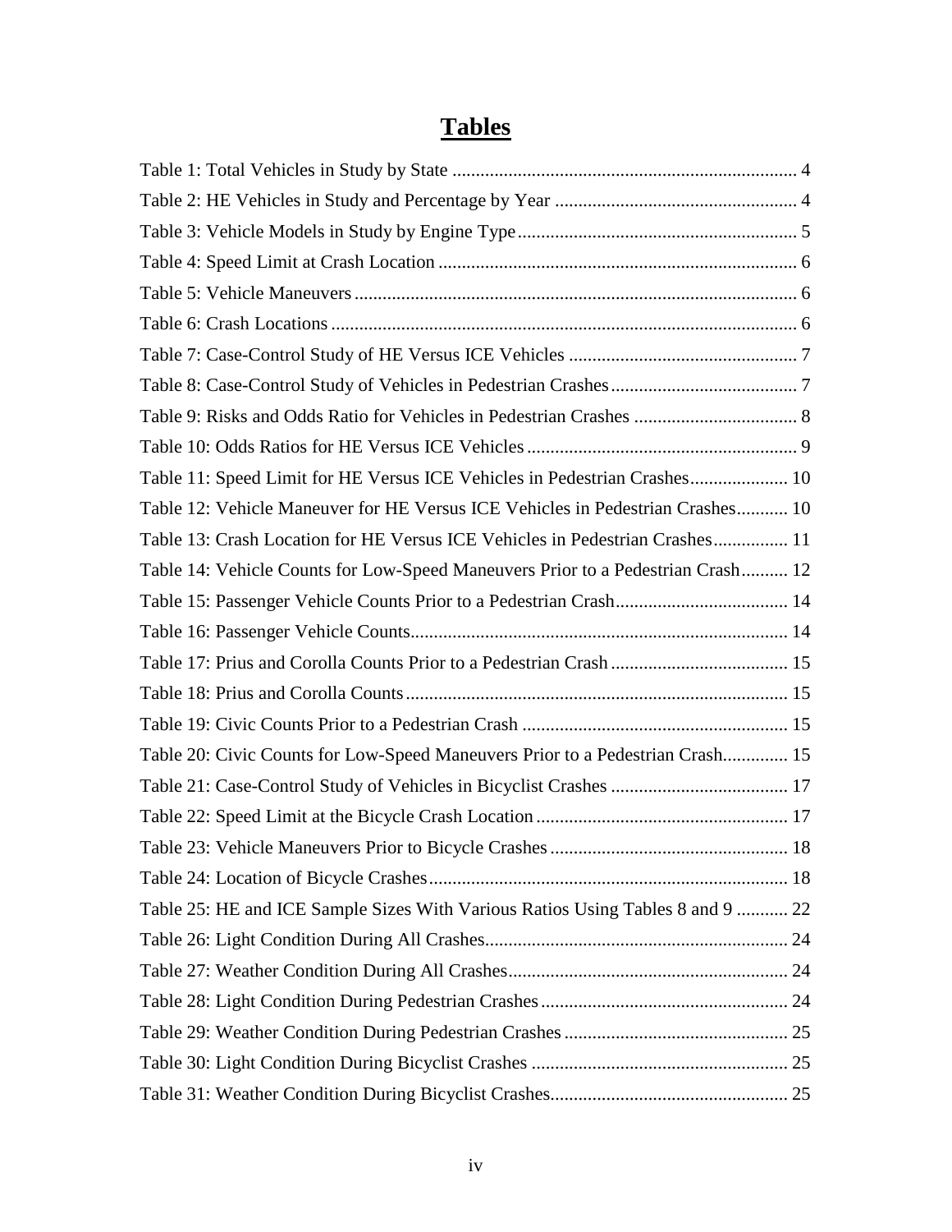# Tables

Table 1: Total Vehicles in Study by State ........................................................................ 4
Table 2: HE Vehicles in Study and Percentage by Year ................................................... 4
Table 3: Vehicle Models in Study by Engine Type........................................................... 5
Table 4: Speed Limit at Crash Location ........................................................................... 6
Table 5: Vehicle Maneuvers ............................................................................................. 6
Table 6: Crash Locations .................................................................................................. 6
Table 7: Case-Control Study of HE Versus ICE Vehicles ................................................ 7
Table 8: Case-Control Study of Vehicles in Pedestrian Crashes........................................ 7
Table 9: Risks and Odds Ratio for Vehicles in Pedestrian Crashes .................................. 8
Table 10: Odds Ratios for HE Versus ICE Vehicles ......................................................... 9
Table 11: Speed Limit for HE Versus ICE Vehicles in Pedestrian Crashes..................... 10
Table 12: Vehicle Maneuver for HE Versus ICE Vehicles in Pedestrian Crashes........... 10
Table 13: Crash Location for HE Versus ICE Vehicles in Pedestrian Crashes................ 11
Table 14: Vehicle Counts for Low-Speed Maneuvers Prior to a Pedestrian Crash.......... 12
Table 15: Passenger Vehicle Counts Prior to a Pedestrian Crash..................................... 14
Table 16: Passenger Vehicle Counts................................................................................ 14
Table 17: Prius and Corolla Counts Prior to a Pedestrian Crash...................................... 15
Table 18: Prius and Corolla Counts................................................................................. 15
Table 19: Civic Counts Prior to a Pedestrian Crash ........................................................ 15
Table 20: Civic Counts for Low-Speed Maneuvers Prior to a Pedestrian Crash.............. 15
Table 21: Case-Control Study of Vehicles in Bicyclist Crashes ...................................... 17
Table 22: Speed Limit at the Bicycle Crash Location ...................................................... 17
Table 23: Vehicle Maneuvers Prior to Bicycle Crashes .................................................. 18
Table 24: Location of Bicycle Crashes............................................................................ 18
Table 25: HE and ICE Sample Sizes With Various Ratios Using Tables 8 and 9 ........... 22
Table 26: Light Condition During All Crashes................................................................ 24
Table 27: Weather Condition During All Crashes........................................................... 24
Table 28: Light Condition During Pedestrian Crashes .................................................... 24
Table 29: Weather Condition During Pedestrian Crashes ................................................ 25
Table 30: Light Condition During Bicyclist Crashes ...................................................... 25
Table 31: Weather Condition During Bicyclist Crashes.................................................. 25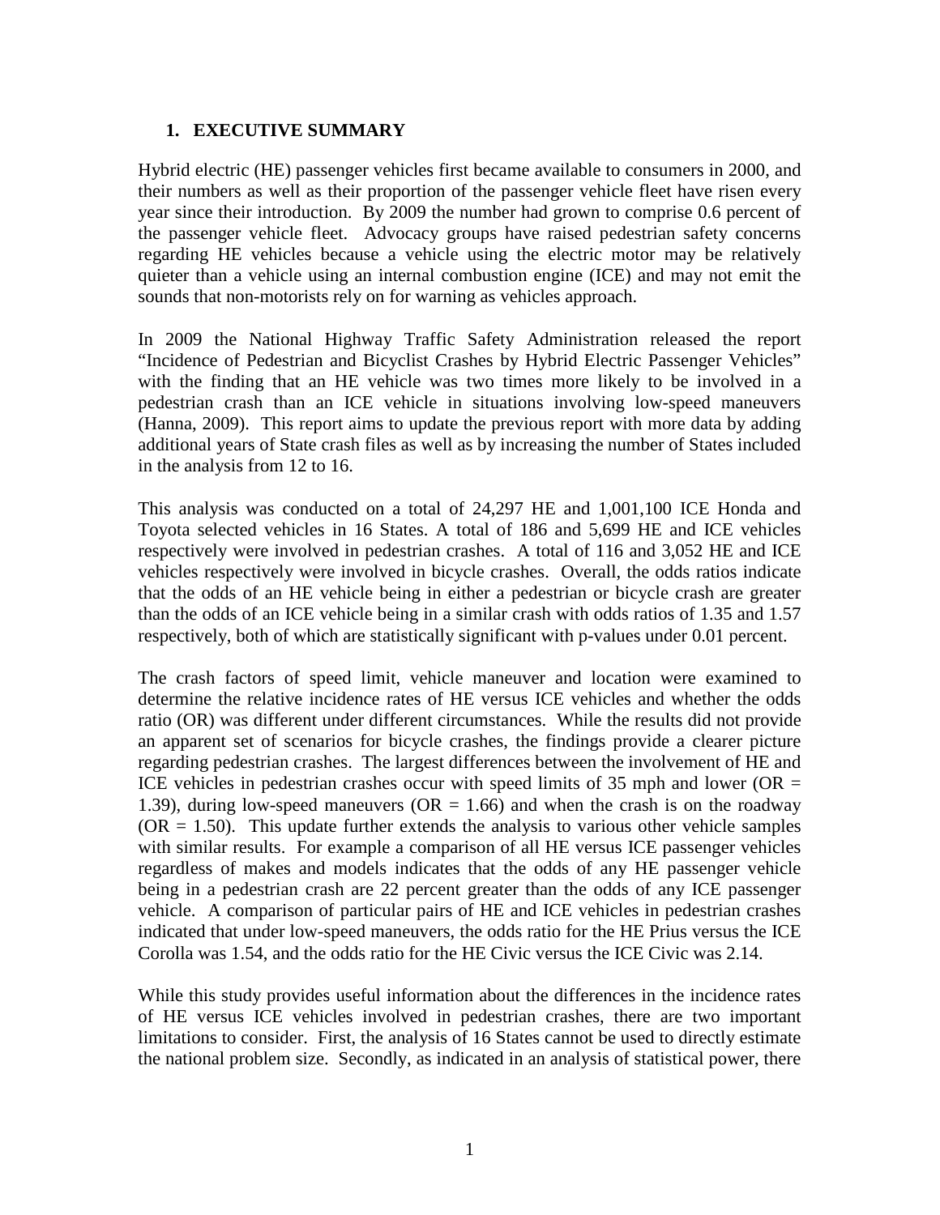# 1. EXECUTIVE SUMMARY

Hybrid electric (HE) passenger vehicles first became available to consumers in 2000, and their numbers as well as their proportion of the passenger vehicle fleet have risen every year since their introduction. By 2009 the number had grown to comprise 0.6 percent of the passenger vehicle fleet. Advocacy groups have raised pedestrian safety concerns regarding HE vehicles because a vehicle using the electric motor may be relatively quieter than a vehicle using an internal combustion engine (ICE) and may not emit the sounds that non-motorists rely on for warning as vehicles approach.

In 2009 the National Highway Traffic Safety Administration released the report "Incidence of Pedestrian and Bicyclist Crashes by Hybrid Electric Passenger Vehicles" with the finding that an HE vehicle was two times more likely to be involved in a pedestrian crash than an ICE vehicle in situations involving low-speed maneuvers (Hanna, 2009). This report aims to update the previous report with more data by adding additional years of State crash files as well as by increasing the number of States included in the analysis from 12 to 16.

This analysis was conducted on a total of 24,297 HE and 1,001,100 ICE Honda and Toyota selected vehicles in 16 States. A total of 186 and 5,699 HE and ICE vehicles respectively were involved in pedestrian crashes. A total of 116 and 3,052 HE and ICE vehicles respectively were involved in bicycle crashes. Overall, the odds ratios indicate that the odds of an HE vehicle being in either a pedestrian or bicycle crash are greater than the odds of an ICE vehicle being in a similar crash with odds ratios of 1.35 and 1.57 respectively, both of which are statistically significant with p-values under 0.01 percent.

The crash factors of speed limit, vehicle maneuver and location were examined to determine the relative incidence rates of HE versus ICE vehicles and whether the odds ratio (OR) was different under different circumstances. While the results did not provide an apparent set of scenarios for bicycle crashes, the findings provide a clearer picture regarding pedestrian crashes. The largest differences between the involvement of HE and ICE vehicles in pedestrian crashes occur with speed limits of 35 mph and lower (OR = 1.39), during low-speed maneuvers (OR = 1.66) and when the crash is on the roadway (OR = 1.50). This update further extends the analysis to various other vehicle samples with similar results. For example a comparison of all HE versus ICE passenger vehicles regardless of makes and models indicates that the odds of any HE passenger vehicle being in a pedestrian crash are 22 percent greater than the odds of any ICE passenger vehicle. A comparison of particular pairs of HE and ICE vehicles in pedestrian crashes indicated that under low-speed maneuvers, the odds ratio for the HE Prius versus the ICE Corolla was 1.54, and the odds ratio for the HE Civic versus the ICE Civic was 2.14.

While this study provides useful information about the differences in the incidence rates of HE versus ICE vehicles involved in pedestrian crashes, there are two important limitations to consider. First, the analysis of 16 States cannot be used to directly estimate the national problem size. Secondly, as indicated in an analysis of statistical power, there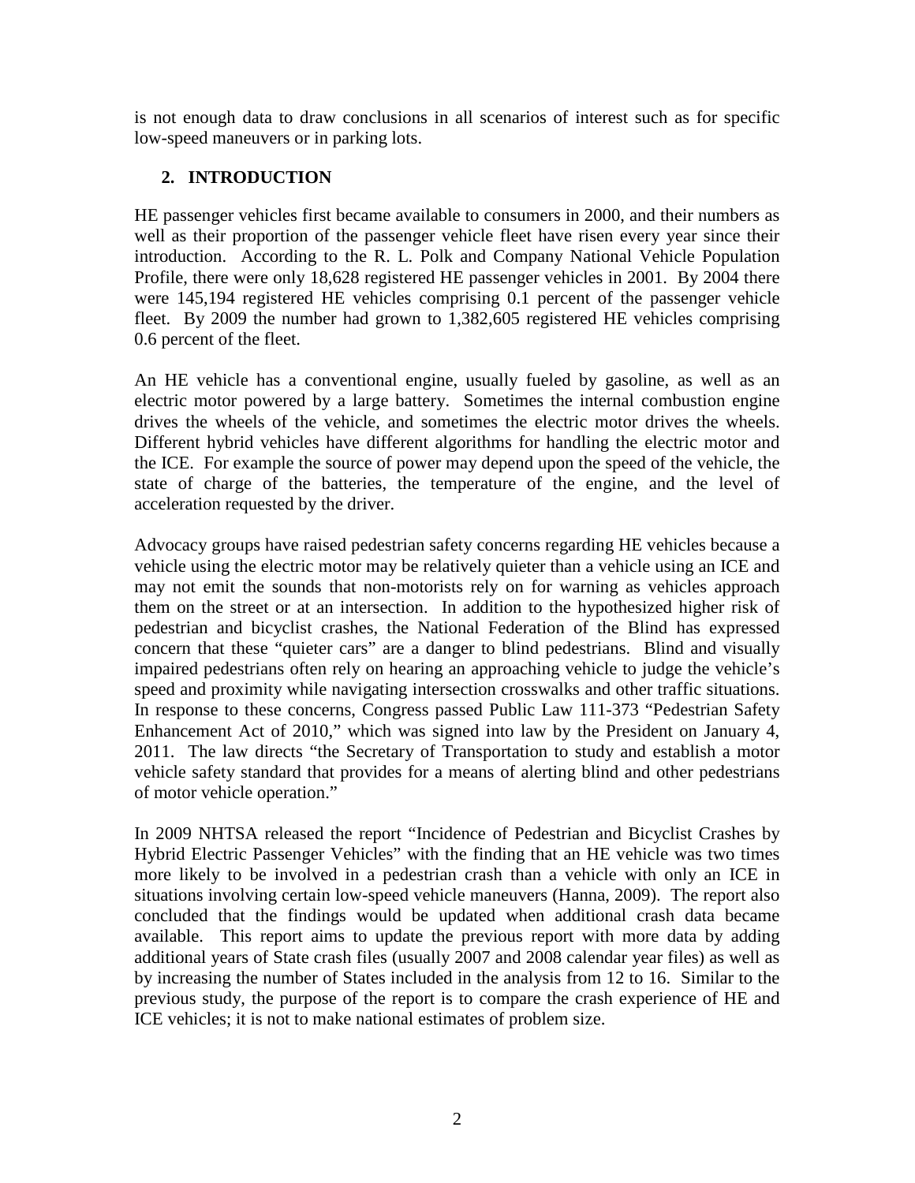is not enough data to draw conclusions in all scenarios of interest such as for specific low-speed maneuvers or in parking lots.

## 2. INTRODUCTION

HE passenger vehicles first became available to consumers in 2000, and their numbers as well as their proportion of the passenger vehicle fleet have risen every year since their introduction. According to the R. L. Polk and Company National Vehicle Population Profile, there were only 18,628 registered HE passenger vehicles in 2001. By 2004 there were 145,194 registered HE vehicles comprising 0.1 percent of the passenger vehicle fleet. By 2009 the number had grown to 1,382,605 registered HE vehicles comprising 0.6 percent of the fleet.

An HE vehicle has a conventional engine, usually fueled by gasoline, as well as an electric motor powered by a large battery. Sometimes the internal combustion engine drives the wheels of the vehicle, and sometimes the electric motor drives the wheels. Different hybrid vehicles have different algorithms for handling the electric motor and the ICE. For example the source of power may depend upon the speed of the vehicle, the state of charge of the batteries, the temperature of the engine, and the level of acceleration requested by the driver.

Advocacy groups have raised pedestrian safety concerns regarding HE vehicles because a vehicle using the electric motor may be relatively quieter than a vehicle using an ICE and may not emit the sounds that non-motorists rely on for warning as vehicles approach them on the street or at an intersection. In addition to the hypothesized higher risk of pedestrian and bicyclist crashes, the National Federation of the Blind has expressed concern that these "quieter cars" are a danger to blind pedestrians. Blind and visually impaired pedestrians often rely on hearing an approaching vehicle to judge the vehicle's speed and proximity while navigating intersection crosswalks and other traffic situations. In response to these concerns, Congress passed Public Law 111-373 "Pedestrian Safety Enhancement Act of 2010," which was signed into law by the President on January 4, 2011. The law directs "the Secretary of Transportation to study and establish a motor vehicle safety standard that provides for a means of alerting blind and other pedestrians of motor vehicle operation."

In 2009 NHTSA released the report "Incidence of Pedestrian and Bicyclist Crashes by Hybrid Electric Passenger Vehicles" with the finding that an HE vehicle was two times more likely to be involved in a pedestrian crash than a vehicle with only an ICE in situations involving certain low-speed vehicle maneuvers (Hanna, 2009). The report also concluded that the findings would be updated when additional crash data became available. This report aims to update the previous report with more data by adding additional years of State crash files (usually 2007 and 2008 calendar year files) as well as by increasing the number of States included in the analysis from 12 to 16. Similar to the previous study, the purpose of the report is to compare the crash experience of HE and ICE vehicles; it is not to make national estimates of problem size.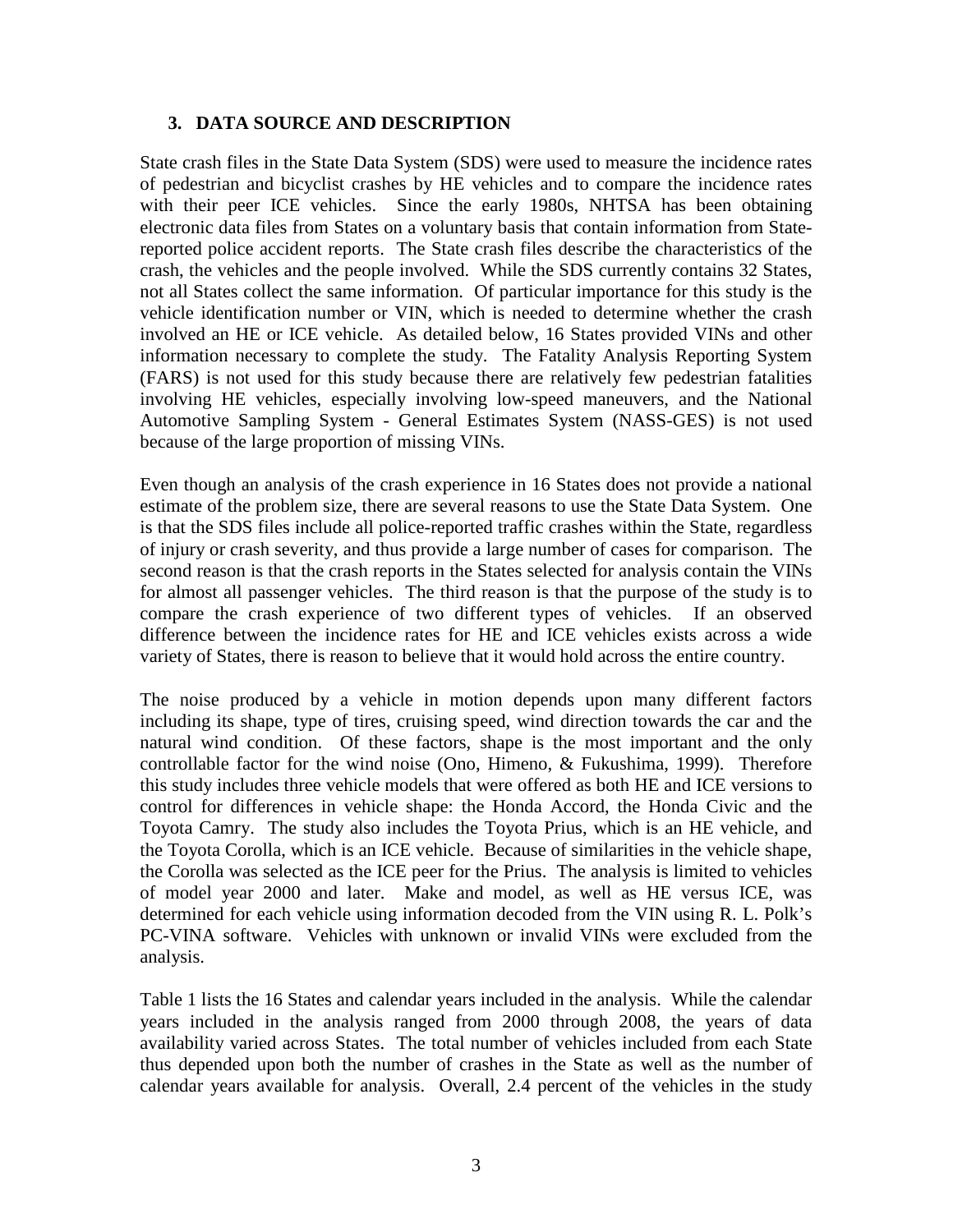## 3. DATA SOURCE AND DESCRIPTION

State crash files in the State Data System (SDS) were used to measure the incidence rates of pedestrian and bicyclist crashes by HE vehicles and to compare the incidence rates with their peer ICE vehicles. Since the early 1980s, NHTSA has been obtaining electronic data files from States on a voluntary basis that contain information from State-reported police accident reports. The State crash files describe the characteristics of the crash, the vehicles and the people involved. While the SDS currently contains 32 States, not all States collect the same information. Of particular importance for this study is the vehicle identification number or VIN, which is needed to determine whether the crash involved an HE or ICE vehicle. As detailed below, 16 States provided VINs and other information necessary to complete the study. The Fatality Analysis Reporting System (FARS) is not used for this study because there are relatively few pedestrian fatalities involving HE vehicles, especially involving low-speed maneuvers, and the National Automotive Sampling System - General Estimates System (NASS-GES) is not used because of the large proportion of missing VINs.

Even though an analysis of the crash experience in 16 States does not provide a national estimate of the problem size, there are several reasons to use the State Data System. One is that the SDS files include all police-reported traffic crashes within the State, regardless of injury or crash severity, and thus provide a large number of cases for comparison. The second reason is that the crash reports in the States selected for analysis contain the VINs for almost all passenger vehicles. The third reason is that the purpose of the study is to compare the crash experience of two different types of vehicles. If an observed difference between the incidence rates for HE and ICE vehicles exists across a wide variety of States, there is reason to believe that it would hold across the entire country.

The noise produced by a vehicle in motion depends upon many different factors including its shape, type of tires, cruising speed, wind direction towards the car and the natural wind condition. Of these factors, shape is the most important and the only controllable factor for the wind noise (Ono, Himeno, & Fukushima, 1999). Therefore this study includes three vehicle models that were offered as both HE and ICE versions to control for differences in vehicle shape: the Honda Accord, the Honda Civic and the Toyota Camry. The study also includes the Toyota Prius, which is an HE vehicle, and the Toyota Corolla, which is an ICE vehicle. Because of similarities in the vehicle shape, the Corolla was selected as the ICE peer for the Prius. The analysis is limited to vehicles of model year 2000 and later. Make and model, as well as HE versus ICE, was determined for each vehicle using information decoded from the VIN using R. L. Polk's PC-VINA software. Vehicles with unknown or invalid VINs were excluded from the analysis.

Table 1 lists the 16 States and calendar years included in the analysis. While the calendar years included in the analysis ranged from 2000 through 2008, the years of data availability varied across States. The total number of vehicles included from each State thus depended upon both the number of crashes in the State as well as the number of calendar years available for analysis. Overall, 2.4 percent of the vehicles in the study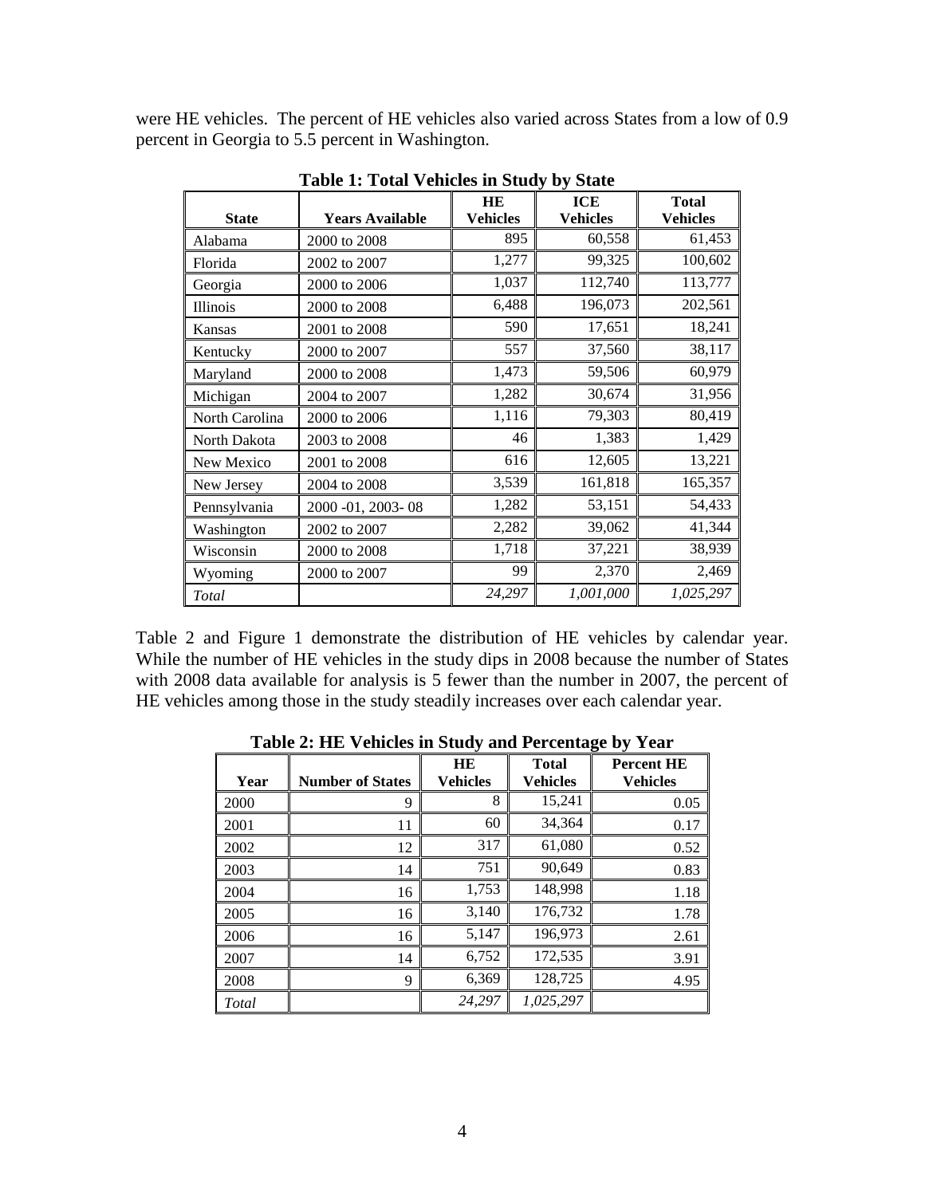were HE vehicles. The percent of HE vehicles also varied across States from a low of 0.9 percent in Georgia to 5.5 percent in Washington.

**Table 1: Total Vehicles in Study by State**

| State | Years Available | HE Vehicles | ICE Vehicles | Total Vehicles |
|---|---|---|---|---|
| Alabama | 2000 to 2008 | 895 | 60,558 | 61,453 |
| Florida | 2002 to 2007 | 1,277 | 99,325 | 100,602 |
| Georgia | 2000 to 2006 | 1,037 | 112,740 | 113,777 |
| Illinois | 2000 to 2008 | 6,488 | 196,073 | 202,561 |
| Kansas | 2001 to 2008 | 590 | 17,651 | 18,241 |
| Kentucky | 2000 to 2007 | 557 | 37,560 | 38,117 |
| Maryland | 2000 to 2008 | 1,473 | 59,506 | 60,979 |
| Michigan | 2004 to 2007 | 1,282 | 30,674 | 31,956 |
| North Carolina | 2000 to 2006 | 1,116 | 79,303 | 80,419 |
| North Dakota | 2003 to 2008 | 46 | 1,383 | 1,429 |
| New Mexico | 2001 to 2008 | 616 | 12,605 | 13,221 |
| New Jersey | 2004 to 2008 | 3,539 | 161,818 | 165,357 |
| Pennsylvania | 2000 -01, 2003- 08 | 1,282 | 53,151 | 54,433 |
| Washington | 2002 to 2007 | 2,282 | 39,062 | 41,344 |
| Wisconsin | 2000 to 2008 | 1,718 | 37,221 | 38,939 |
| Wyoming | 2000 to 2007 | 99 | 2,370 | 2,469 |
| *Total* | | *24,297* | *1,001,000* | *1,025,297* |

Table 2 and Figure 1 demonstrate the distribution of HE vehicles by calendar year. While the number of HE vehicles in the study dips in 2008 because the number of States with 2008 data available for analysis is 5 fewer than the number in 2007, the percent of HE vehicles among those in the study steadily increases over each calendar year.

**Table 2: HE Vehicles in Study and Percentage by Year**

| Year | Number of States | HE Vehicles | Total Vehicles | Percent HE Vehicles |
|---|---|---|---|---|
| 2000 | 9 | 8 | 15,241 | 0.05 |
| 2001 | 11 | 60 | 34,364 | 0.17 |
| 2002 | 12 | 317 | 61,080 | 0.52 |
| 2003 | 14 | 751 | 90,649 | 0.83 |
| 2004 | 16 | 1,753 | 148,998 | 1.18 |
| 2005 | 16 | 3,140 | 176,732 | 1.78 |
| 2006 | 16 | 5,147 | 196,973 | 2.61 |
| 2007 | 14 | 6,752 | 172,535 | 3.91 |
| 2008 | 9 | 6,369 | 128,725 | 4.95 |
| *Total* | | *24,297* | *1,025,297* | |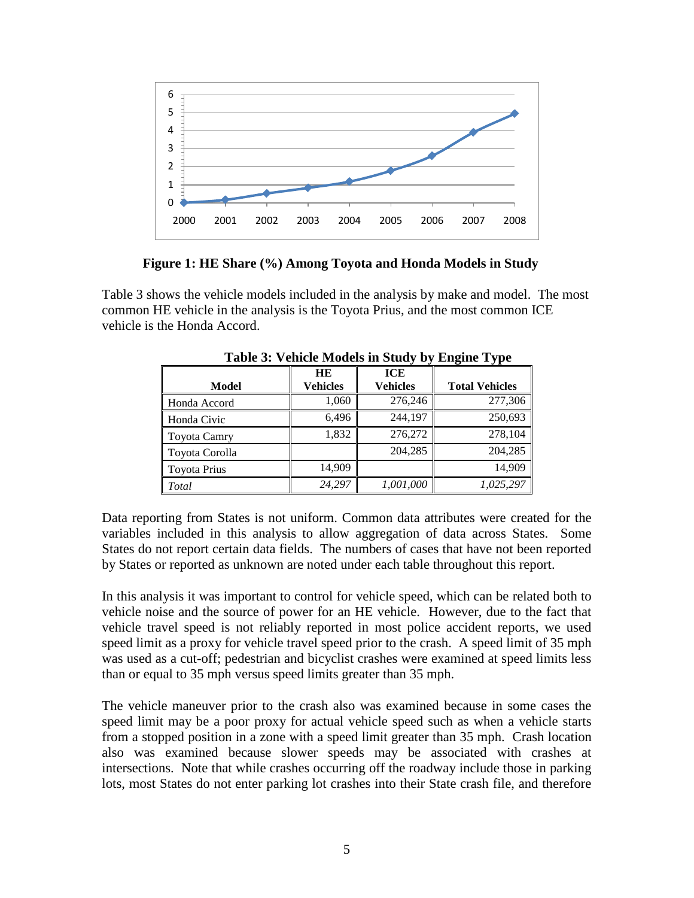**Figure 1: HE Share (%) Among Toyota and Honda Models in Study**

Table 3 shows the vehicle models included in the analysis by make and model. The most common HE vehicle in the analysis is the Toyota Prius, and the most common ICE vehicle is the Honda Accord.

**Table 3: Vehicle Models in Study by Engine Type**

| Model | HE Vehicles | ICE Vehicles | Total Vehicles |
|---|---|---|---|
| Honda Accord | 1,060 | 276,246 | 277,306 |
| Honda Civic | 6,496 | 244,197 | 250,693 |
| Toyota Camry | 1,832 | 276,272 | 278,104 |
| Toyota Corolla | | 204,285 | 204,285 |
| Toyota Prius | 14,909 | | 14,909 |
| *Total* | *24,297* | *1,001,000* | *1,025,297* |

Data reporting from States is not uniform. Common data attributes were created for the variables included in this analysis to allow aggregation of data across States. Some States do not report certain data fields. The numbers of cases that have not been reported by States or reported as unknown are noted under each table throughout this report.

In this analysis it was important to control for vehicle speed, which can be related both to vehicle noise and the source of power for an HE vehicle. However, due to the fact that vehicle travel speed is not reliably reported in most police accident reports, we used speed limit as a proxy for vehicle travel speed prior to the crash. A speed limit of 35 mph was used as a cut-off; pedestrian and bicyclist crashes were examined at speed limits less than or equal to 35 mph versus speed limits greater than 35 mph.

The vehicle maneuver prior to the crash also was examined because in some cases the speed limit may be a poor proxy for actual vehicle speed such as when a vehicle starts from a stopped position in a zone with a speed limit greater than 35 mph. Crash location also was examined because slower speeds may be associated with crashes at intersections. Note that while crashes occurring off the roadway include those in parking lots, most States do not enter parking lot crashes into their State crash file, and therefore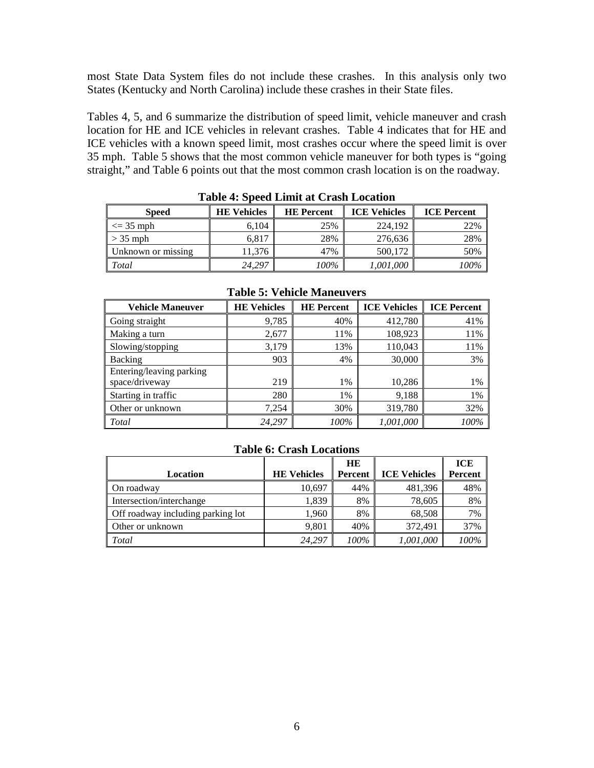most State Data System files do not include these crashes. In this analysis only two States (Kentucky and North Carolina) include these crashes in their State files.

Tables 4, 5, and 6 summarize the distribution of speed limit, vehicle maneuver and crash location for HE and ICE vehicles in relevant crashes. Table 4 indicates that for HE and ICE vehicles with a known speed limit, most crashes occur where the speed limit is over 35 mph. Table 5 shows that the most common vehicle maneuver for both types is "going straight," and Table 6 points out that the most common crash location is on the roadway.

**Table 4: Speed Limit at Crash Location**

| Speed | HE Vehicles | HE Percent | ICE Vehicles | ICE Percent |
|---|---|---|---|---|
| <= 35 mph | 6,104 | 25% | 224,192 | 22% |
| > 35 mph | 6,817 | 28% | 276,636 | 28% |
| Unknown or missing | 11,376 | 47% | 500,172 | 50% |
| *Total* | *24,297* | *100%* | *1,001,000* | *100%* |

**Table 5: Vehicle Maneuvers**

| Vehicle Maneuver | HE Vehicles | HE Percent | ICE Vehicles | ICE Percent |
|---|---|---|---|---|
| Going straight | 9,785 | 40% | 412,780 | 41% |
| Making a turn | 2,677 | 11% | 108,923 | 11% |
| Slowing/stopping | 3,179 | 13% | 110,043 | 11% |
| Backing | 903 | 4% | 30,000 | 3% |
| Entering/leaving parking space/driveway | 219 | 1% | 10,286 | 1% |
| Starting in traffic | 280 | 1% | 9,188 | 1% |
| Other or unknown | 7,254 | 30% | 319,780 | 32% |
| *Total* | *24,297* | *100%* | *1,001,000* | *100%* |

**Table 6: Crash Locations**

| Location | HE Vehicles | HE Percent | ICE Vehicles | ICE Percent |
|---|---|---|---|---|
| On roadway | 10,697 | 44% | 481,396 | 48% |
| Intersection/interchange | 1,839 | 8% | 78,605 | 8% |
| Off roadway including parking lot | 1,960 | 8% | 68,508 | 7% |
| Other or unknown | 9,801 | 40% | 372,491 | 37% |
| *Total* | *24,297* | *100%* | *1,001,000* | *100%* |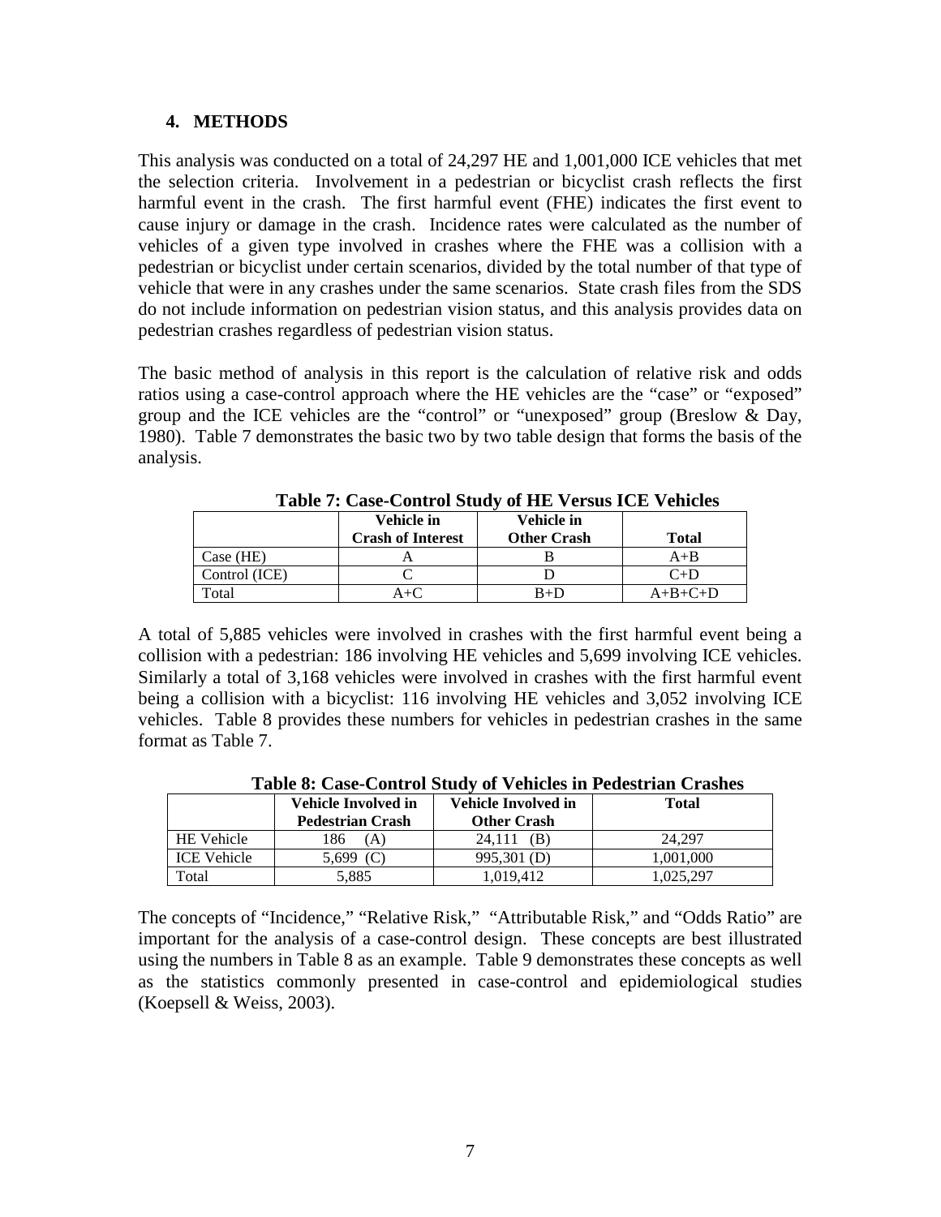## 4. METHODS

This analysis was conducted on a total of 24,297 HE and 1,001,000 ICE vehicles that met the selection criteria. Involvement in a pedestrian or bicyclist crash reflects the first harmful event in the crash. The first harmful event (FHE) indicates the first event to cause injury or damage in the crash. Incidence rates were calculated as the number of vehicles of a given type involved in crashes where the FHE was a collision with a pedestrian or bicyclist under certain scenarios, divided by the total number of that type of vehicle that were in any crashes under the same scenarios. State crash files from the SDS do not include information on pedestrian vision status, and this analysis provides data on pedestrian crashes regardless of pedestrian vision status.

The basic method of analysis in this report is the calculation of relative risk and odds ratios using a case-control approach where the HE vehicles are the "case" or "exposed" group and the ICE vehicles are the "control" or "unexposed" group (Breslow & Day, 1980). Table 7 demonstrates the basic two by two table design that forms the basis of the analysis.

**Table 7: Case-Control Study of HE Versus ICE Vehicles**

| | Vehicle in Crash of Interest | Vehicle in Other Crash | Total |
|---|---|---|---|
| Case (HE) | A | B | A+B |
| Control (ICE) | C | D | C+D |
| Total | A+C | B+D | A+B+C+D |

A total of 5,885 vehicles were involved in crashes with the first harmful event being a collision with a pedestrian: 186 involving HE vehicles and 5,699 involving ICE vehicles. Similarly a total of 3,168 vehicles were involved in crashes with the first harmful event being a collision with a bicyclist: 116 involving HE vehicles and 3,052 involving ICE vehicles. Table 8 provides these numbers for vehicles in pedestrian crashes in the same format as Table 7.

**Table 8: Case-Control Study of Vehicles in Pedestrian Crashes**

| | Vehicle Involved in Pedestrian Crash | Vehicle Involved in Other Crash | Total |
|---|---|---|---|
| HE Vehicle | 186 (A) | 24,111 (B) | 24,297 |
| ICE Vehicle | 5,699 (C) | 995,301 (D) | 1,001,000 |
| Total | 5,885 | 1,019,412 | 1,025,297 |

The concepts of "Incidence," "Relative Risk," "Attributable Risk," and "Odds Ratio" are important for the analysis of a case-control design. These concepts are best illustrated using the numbers in Table 8 as an example. Table 9 demonstrates these concepts as well as the statistics commonly presented in case-control and epidemiological studies (Koepsell & Weiss, 2003).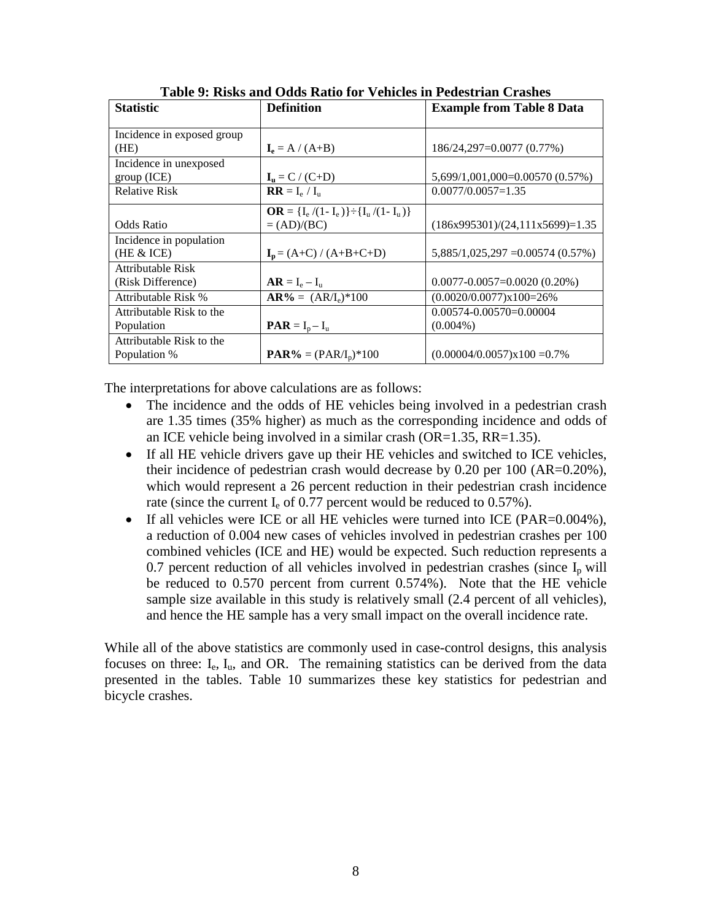**Table 9: Risks and Odds Ratio for Vehicles in Pedestrian Crashes**

| Statistic | Definition | Example from Table 8 Data |
|---|---|---|
| Incidence in exposed group (HE) | $\mathbf{I_e} = A / (A+B)$ | 186/24,297=0.0077 (0.77%) |
| Incidence in unexposed group (ICE) | $\mathbf{I_u} = C / (C+D)$ | 5,699/1,001,000=0.00570 (0.57%) |
| Relative Risk | $\mathbf{RR} = I_e / I_u$ | 0.0077/0.0057=1.35 |
| Odds Ratio | $\mathbf{OR} = \{I_e /(1- I_e )\} \div \{I_u /(1- I_u )\} = (AD)/(BC)$ | (186x995301)/(24,111x5699)=1.35 |
| Incidence in population (HE & ICE) | $\mathbf{I_p} = (A+C) / (A+B+C+D)$ | 5,885/1,025,297 =0.00574 (0.57%) |
| Attributable Risk (Risk Difference) | $\mathbf{AR} = I_e – I_u$ | 0.0077-0.0057=0.0020 (0.20%) |
| Attributable Risk % | $\mathbf{AR\%} = (AR/I_e)*100$ | (0.0020/0.0077)x100=26% |
| Attributable Risk to the Population | $\mathbf{PAR} = I_p – I_u$ | 0.00574-0.00570=0.00004 (0.004%) |
| Attributable Risk to the Population % | $\mathbf{PAR\%} = (PAR/I_p)*100$ | (0.00004/0.0057)x100 =0.7% |

The interpretations for above calculations are as follows:

- The incidence and the odds of HE vehicles being involved in a pedestrian crash are 1.35 times (35% higher) as much as the corresponding incidence and odds of an ICE vehicle being involved in a similar crash (OR=1.35, RR=1.35).
- If all HE vehicle drivers gave up their HE vehicles and switched to ICE vehicles, their incidence of pedestrian crash would decrease by 0.20 per 100 (AR=0.20%), which would represent a 26 percent reduction in their pedestrian crash incidence rate (since the current $I_e$ of 0.77 percent would be reduced to 0.57%).
- If all vehicles were ICE or all HE vehicles were turned into ICE (PAR=0.004%), a reduction of 0.004 new cases of vehicles involved in pedestrian crashes per 100 combined vehicles (ICE and HE) would be expected. Such reduction represents a 0.7 percent reduction of all vehicles involved in pedestrian crashes (since $I_p$ will be reduced to 0.570 percent from current 0.574%). Note that the HE vehicle sample size available in this study is relatively small (2.4 percent of all vehicles), and hence the HE sample has a very small impact on the overall incidence rate.

While all of the above statistics are commonly used in case-control designs, this analysis focuses on three: $I_e$, $I_u$, and OR. The remaining statistics can be derived from the data presented in the tables. Table 10 summarizes these key statistics for pedestrian and bicycle crashes.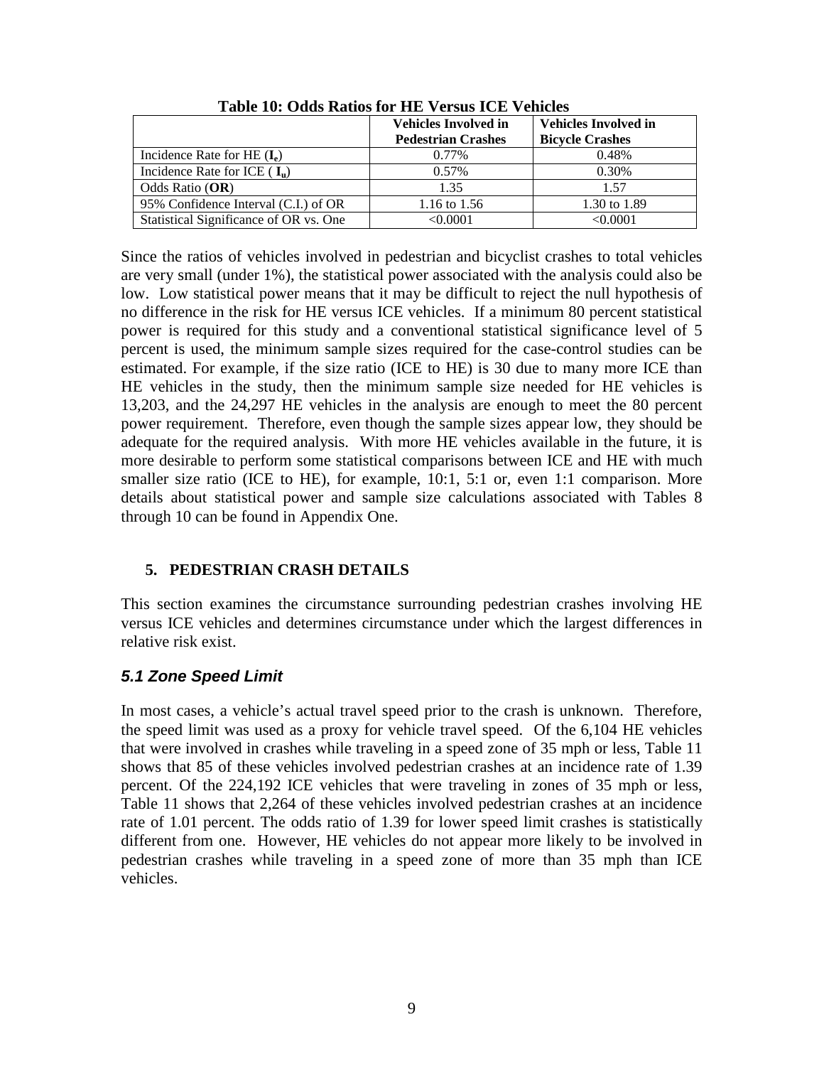**Table 10: Odds Ratios for HE Versus ICE Vehicles**

| | Vehicles Involved in Pedestrian Crashes | Vehicles Involved in Bicycle Crashes |
|---|---|---|
| Incidence Rate for HE (**$I_e$**) | 0.77% | 0.48% |
| Incidence Rate for ICE ( **$I_u$**) | 0.57% | 0.30% |
| Odds Ratio (**OR**) | 1.35 | 1.57 |
| 95% Confidence Interval (C.I.) of OR | 1.16 to 1.56 | 1.30 to 1.89 |
| Statistical Significance of OR vs. One | <0.0001 | <0.0001 |

Since the ratios of vehicles involved in pedestrian and bicyclist crashes to total vehicles are very small (under 1%), the statistical power associated with the analysis could also be low. Low statistical power means that it may be difficult to reject the null hypothesis of no difference in the risk for HE versus ICE vehicles. If a minimum 80 percent statistical power is required for this study and a conventional statistical significance level of 5 percent is used, the minimum sample sizes required for the case-control studies can be estimated. For example, if the size ratio (ICE to HE) is 30 due to many more ICE than HE vehicles in the study, then the minimum sample size needed for HE vehicles is 13,203, and the 24,297 HE vehicles in the analysis are enough to meet the 80 percent power requirement. Therefore, even though the sample sizes appear low, they should be adequate for the required analysis. With more HE vehicles available in the future, it is more desirable to perform some statistical comparisons between ICE and HE with much smaller size ratio (ICE to HE), for example, 10:1, 5:1 or, even 1:1 comparison. More details about statistical power and sample size calculations associated with Tables 8 through 10 can be found in Appendix One.

## 5. PEDESTRIAN CRASH DETAILS

This section examines the circumstance surrounding pedestrian crashes involving HE versus ICE vehicles and determines circumstance under which the largest differences in relative risk exist.

### *5.1 Zone Speed Limit*

In most cases, a vehicle's actual travel speed prior to the crash is unknown. Therefore, the speed limit was used as a proxy for vehicle travel speed. Of the 6,104 HE vehicles that were involved in crashes while traveling in a speed zone of 35 mph or less, Table 11 shows that 85 of these vehicles involved pedestrian crashes at an incidence rate of 1.39 percent. Of the 224,192 ICE vehicles that were traveling in zones of 35 mph or less, Table 11 shows that 2,264 of these vehicles involved pedestrian crashes at an incidence rate of 1.01 percent. The odds ratio of 1.39 for lower speed limit crashes is statistically different from one. However, HE vehicles do not appear more likely to be involved in pedestrian crashes while traveling in a speed zone of more than 35 mph than ICE vehicles.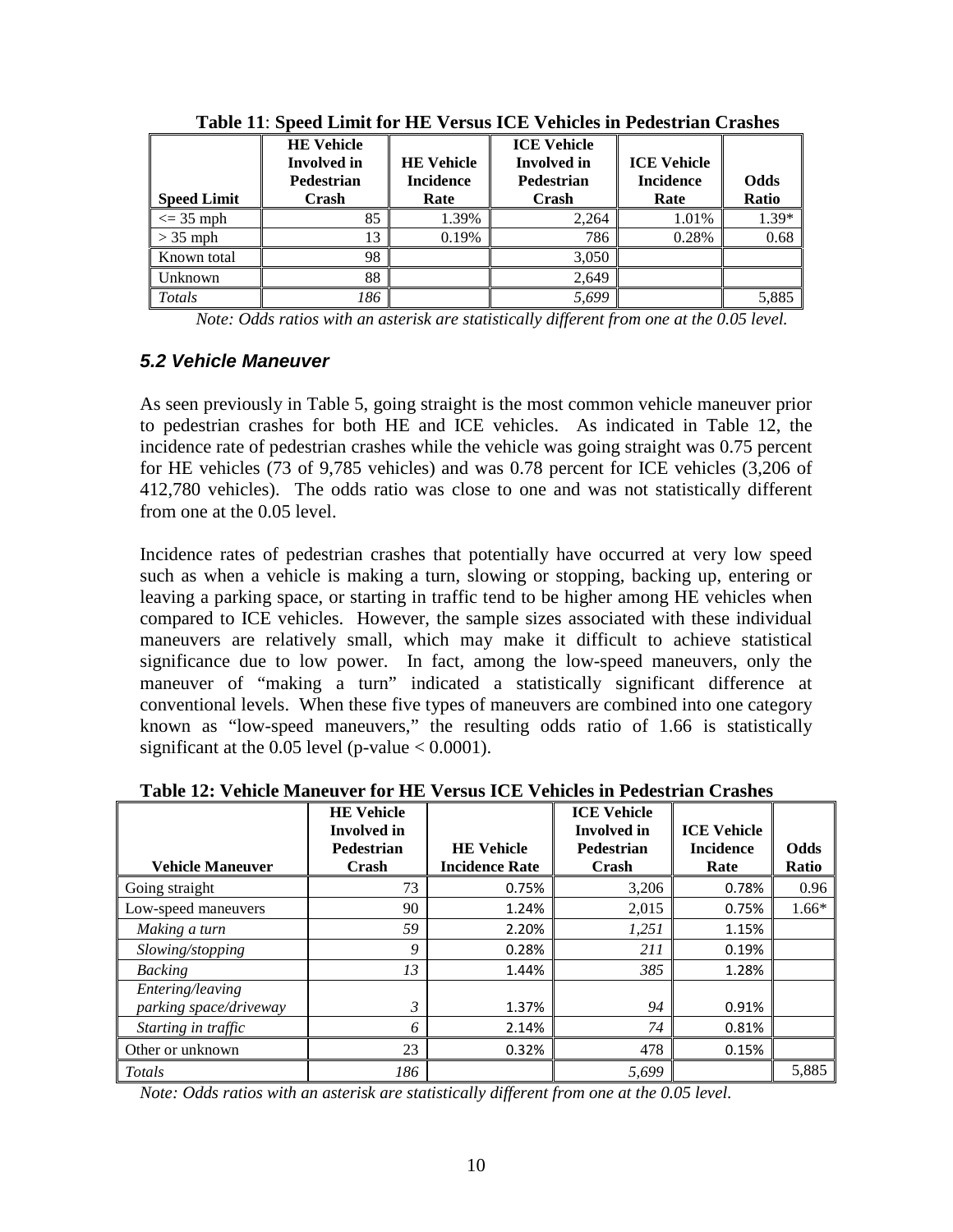**Table 11**: **Speed Limit for HE Versus ICE Vehicles in Pedestrian Crashes**

| Speed Limit | HE Vehicle Involved in Pedestrian Crash | HE Vehicle Incidence Rate | ICE Vehicle Involved in Pedestrian Crash | ICE Vehicle Incidence Rate | Odds Ratio |
|---|---|---|---|---|---|
| <= 35 mph | 85 | 1.39% | 2,264 | 1.01% | 1.39* |
| > 35 mph | 13 | 0.19% | 786 | 0.28% | 0.68 |
| Known total | 98 | | 3,050 | | |
| Unknown | 88 | | 2,649 | | |
| *Totals* | *186* | | *5,699* | | 5,885 |

*Note: Odds ratios with an asterisk are statistically different from one at the 0.05 level.*

### *5.2 Vehicle Maneuver*

As seen previously in Table 5, going straight is the most common vehicle maneuver prior to pedestrian crashes for both HE and ICE vehicles. As indicated in Table 12, the incidence rate of pedestrian crashes while the vehicle was going straight was 0.75 percent for HE vehicles (73 of 9,785 vehicles) and was 0.78 percent for ICE vehicles (3,206 of 412,780 vehicles). The odds ratio was close to one and was not statistically different from one at the 0.05 level.

Incidence rates of pedestrian crashes that potentially have occurred at very low speed such as when a vehicle is making a turn, slowing or stopping, backing up, entering or leaving a parking space, or starting in traffic tend to be higher among HE vehicles when compared to ICE vehicles. However, the sample sizes associated with these individual maneuvers are relatively small, which may make it difficult to achieve statistical significance due to low power. In fact, among the low-speed maneuvers, only the maneuver of "making a turn" indicated a statistically significant difference at conventional levels. When these five types of maneuvers are combined into one category known as "low-speed maneuvers," the resulting odds ratio of 1.66 is statistically significant at the 0.05 level (p-value < 0.0001).

**Table 12: Vehicle Maneuver for HE Versus ICE Vehicles in Pedestrian Crashes**

| Vehicle Maneuver | HE Vehicle Involved in Pedestrian Crash | HE Vehicle Incidence Rate | ICE Vehicle Involved in Pedestrian Crash | ICE Vehicle Incidence Rate | Odds Ratio |
|---|---|---|---|---|---|
| Going straight | 73 | 0.75% | 3,206 | 0.78% | 0.96 |
| Low-speed maneuvers | 90 | 1.24% | 2,015 | 0.75% | 1.66* |
| *Making a turn* | *59* | 2.20% | *1,251* | 1.15% | |
| *Slowing/stopping* | *9* | 0.28% | *211* | 0.19% | |
| *Backing* | *13* | 1.44% | *385* | 1.28% | |
| *Entering/leaving parking space/driveway* | *3* | 1.37% | *94* | 0.91% | |
| *Starting in traffic* | *6* | 2.14% | *74* | 0.81% | |
| Other or unknown | 23 | 0.32% | 478 | 0.15% | |
| *Totals* | *186* | | *5,699* | | 5,885 |

*Note: Odds ratios with an asterisk are statistically different from one at the 0.05 level.*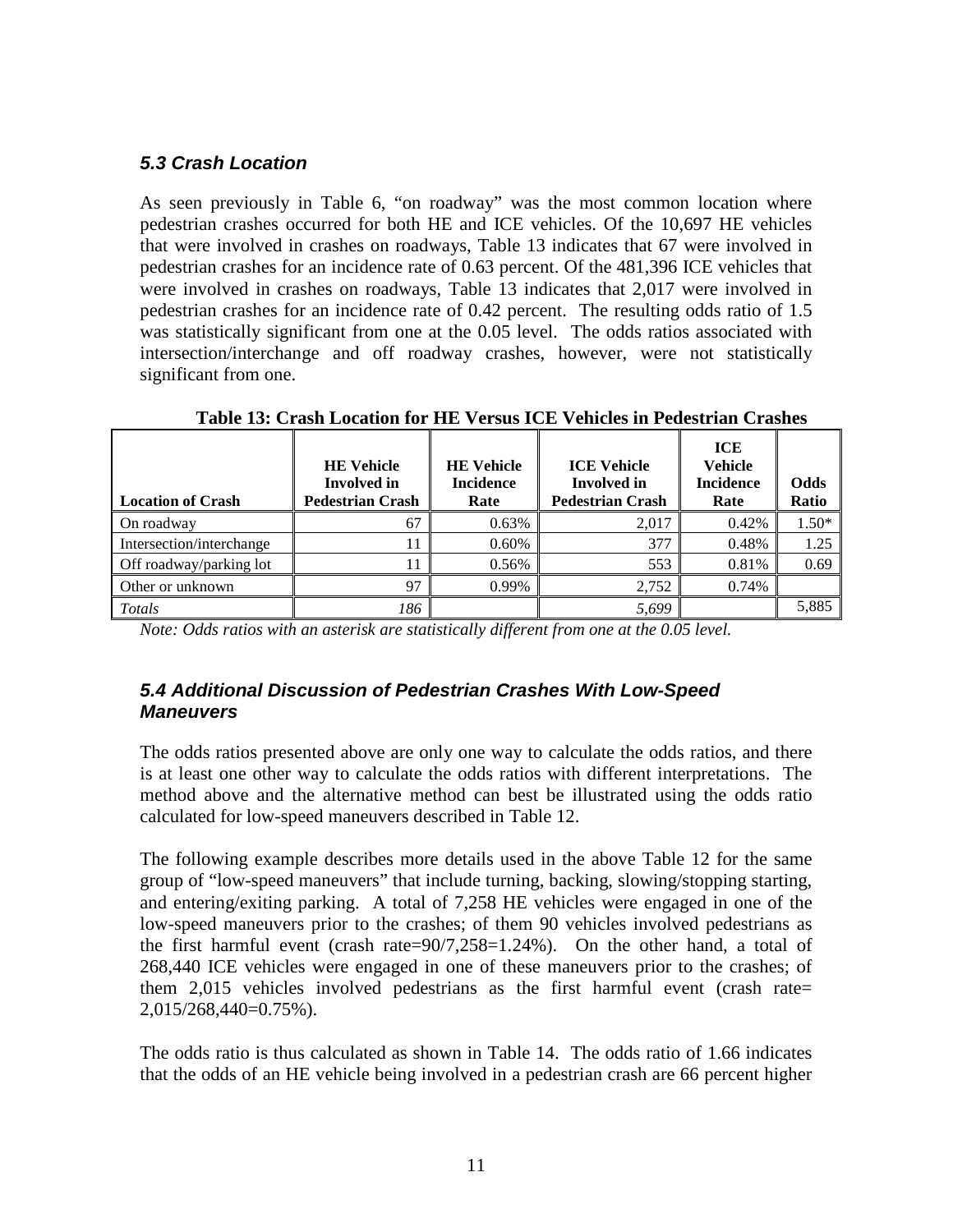### *5.3 Crash Location*

As seen previously in Table 6, "on roadway" was the most common location where pedestrian crashes occurred for both HE and ICE vehicles. Of the 10,697 HE vehicles that were involved in crashes on roadways, Table 13 indicates that 67 were involved in pedestrian crashes for an incidence rate of 0.63 percent. Of the 481,396 ICE vehicles that were involved in crashes on roadways, Table 13 indicates that 2,017 were involved in pedestrian crashes for an incidence rate of 0.42 percent. The resulting odds ratio of 1.5 was statistically significant from one at the 0.05 level. The odds ratios associated with intersection/interchange and off roadway crashes, however, were not statistically significant from one.

**Table 13: Crash Location for HE Versus ICE Vehicles in Pedestrian Crashes**

| Location of Crash | HE Vehicle Involved in Pedestrian Crash | HE Vehicle Incidence Rate | ICE Vehicle Involved in Pedestrian Crash | ICE Vehicle Incidence Rate | Odds Ratio |
|---|---|---|---|---|---|
| On roadway | 67 | 0.63% | 2,017 | 0.42% | 1.50* |
| Intersection/interchange | 11 | 0.60% | 377 | 0.48% | 1.25 |
| Off roadway/parking lot | 11 | 0.56% | 553 | 0.81% | 0.69 |
| Other or unknown | 97 | 0.99% | 2,752 | 0.74% | |
| *Totals* | *186* | | *5,699* | | 5,885 |

*Note: Odds ratios with an asterisk are statistically different from one at the 0.05 level.*

### *5.4 Additional Discussion of Pedestrian Crashes With Low-Speed Maneuvers*

The odds ratios presented above are only one way to calculate the odds ratios, and there is at least one other way to calculate the odds ratios with different interpretations. The method above and the alternative method can best be illustrated using the odds ratio calculated for low-speed maneuvers described in Table 12.

The following example describes more details used in the above Table 12 for the same group of "low-speed maneuvers" that include turning, backing, slowing/stopping starting, and entering/exiting parking. A total of 7,258 HE vehicles were engaged in one of the low-speed maneuvers prior to the crashes; of them 90 vehicles involved pedestrians as the first harmful event (crash rate=90/7,258=1.24%). On the other hand, a total of 268,440 ICE vehicles were engaged in one of these maneuvers prior to the crashes; of them 2,015 vehicles involved pedestrians as the first harmful event (crash rate= 2,015/268,440=0.75%).

The odds ratio is thus calculated as shown in Table 14. The odds ratio of 1.66 indicates that the odds of an HE vehicle being involved in a pedestrian crash are 66 percent higher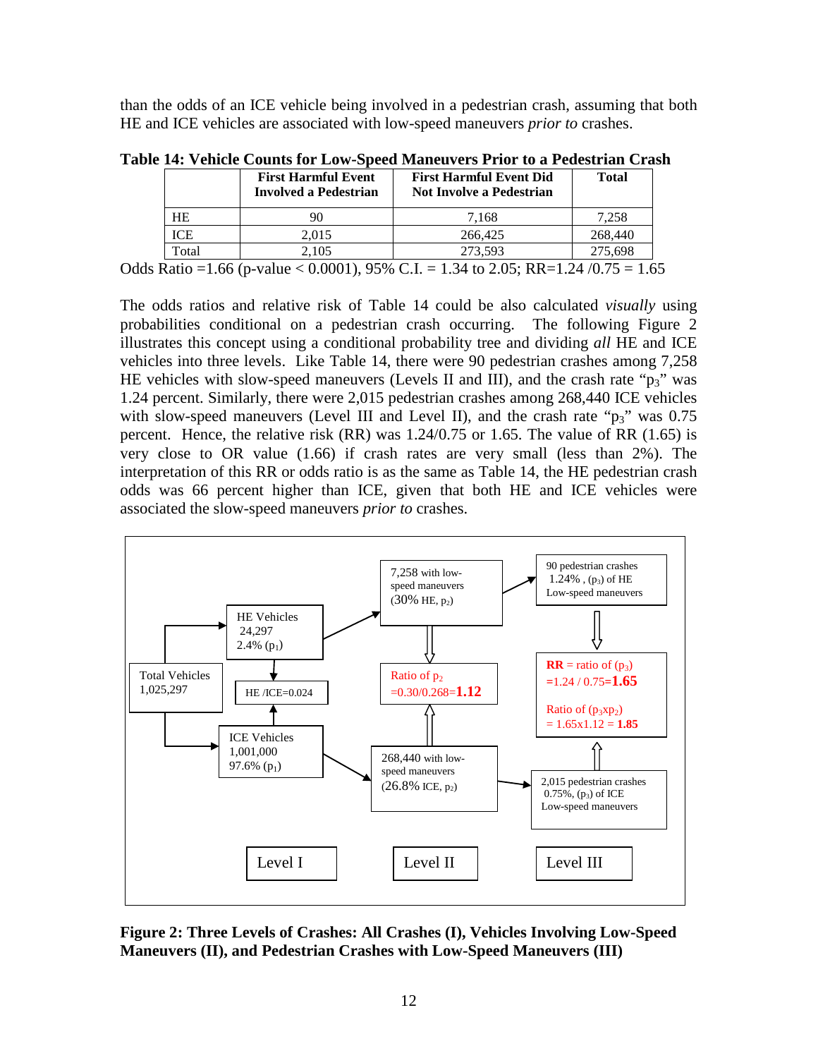than the odds of an ICE vehicle being involved in a pedestrian crash, assuming that both HE and ICE vehicles are associated with low-speed maneuvers *prior to* crashes.

**Table 14: Vehicle Counts for Low-Speed Maneuvers Prior to a Pedestrian Crash**

| | First Harmful Event Involved a Pedestrian | First Harmful Event Did Not Involve a Pedestrian | Total |
|---|---|---|---|
| HE | 90 | 7,168 | 7,258 |
| ICE | 2,015 | 266,425 | 268,440 |
| Total | 2,105 | 273,593 | 275,698 |

Odds Ratio =1.66 (p-value < 0.0001), 95% C.I. = 1.34 to 2.05; RR=1.24 /0.75 = 1.65

The odds ratios and relative risk of Table 14 could be also calculated *visually* using probabilities conditional on a pedestrian crash occurring. The following Figure 2 illustrates this concept using a conditional probability tree and dividing *all* HE and ICE vehicles into three levels. Like Table 14, there were 90 pedestrian crashes among 7,258 HE vehicles with slow-speed maneuvers (Levels II and III), and the crash rate "$p_3$" was 1.24 percent. Similarly, there were 2,015 pedestrian crashes among 268,440 ICE vehicles with slow-speed maneuvers (Level III and Level II), and the crash rate "$p_3$" was 0.75 percent. Hence, the relative risk (RR) was 1.24/0.75 or 1.65. The value of RR (1.65) is very close to OR value (1.66) if crash rates are very small (less than 2%). The interpretation of this RR or odds ratio is as the same as Table 14, the HE pedestrian crash odds was 66 percent higher than ICE, given that both HE and ICE vehicles were associated the slow-speed maneuvers *prior to* crashes.

Total Vehicles 1,025,297

HE Vehicles 24,297 2.4% ($p_1$)

ICE Vehicles 1,001,000 97.6% ($p_1$)

HE /ICE=0.024

7,258 with low-speed maneuvers (30% HE, $p_2$)

268,440 with low-speed maneuvers (26.8% ICE, $p_2$)

Ratio of $p_2$ =0.30/0.268=**1.12**

90 pedestrian crashes 1.24% , ($p_3$) of HE Low-speed maneuvers

2,015 pedestrian crashes 0.75%, ($p_3$) of ICE Low-speed maneuvers

**RR** = ratio of ($p_3$) =1.24 / 0.75=**1.65**

Ratio of ($p_3$x$p_2$) = 1.65x1.12 = **1.85**

Level I | Level II | Level III

**Figure 2: Three Levels of Crashes: All Crashes (I), Vehicles Involving Low-Speed Maneuvers (II), and Pedestrian Crashes with Low-Speed Maneuvers (III)**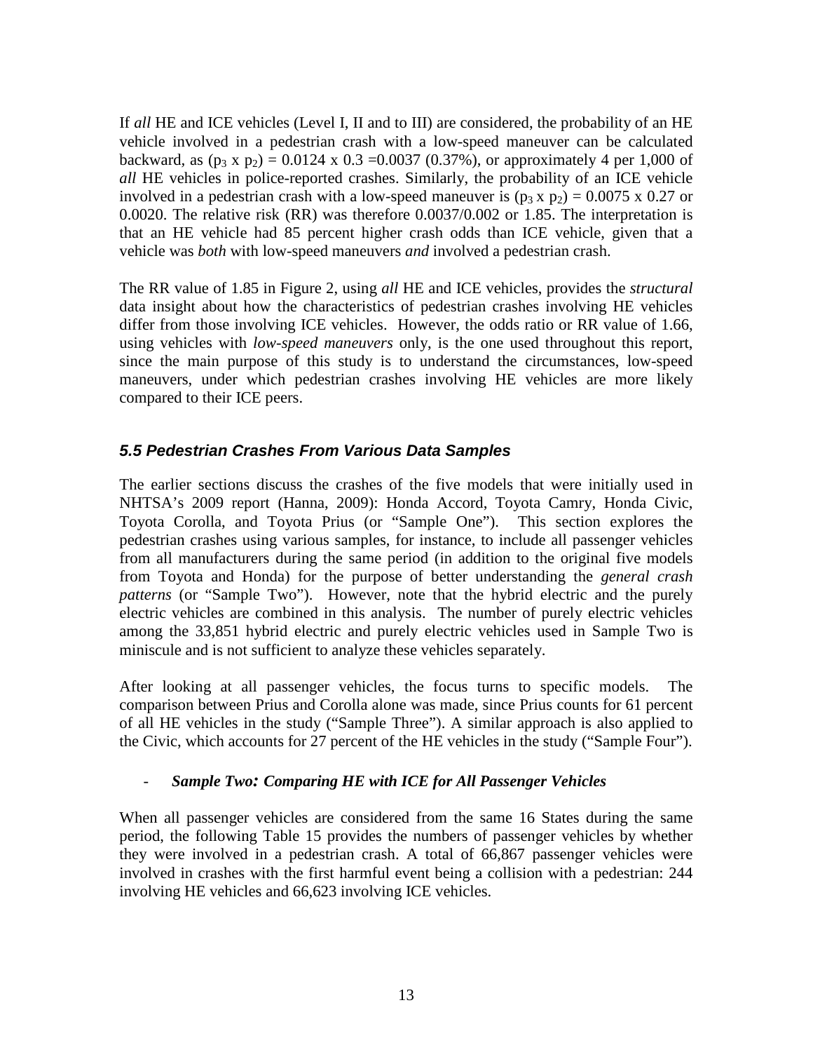If *all* HE and ICE vehicles (Level I, II and to III) are considered, the probability of an HE vehicle involved in a pedestrian crash with a low-speed maneuver can be calculated backward, as ($p_3$ x $p_2$) = 0.0124 x 0.3 =0.0037 (0.37%), or approximately 4 per 1,000 of *all* HE vehicles in police-reported crashes. Similarly, the probability of an ICE vehicle involved in a pedestrian crash with a low-speed maneuver is ($p_3$ x $p_2$) = 0.0075 x 0.27 or 0.0020. The relative risk (RR) was therefore 0.0037/0.002 or 1.85. The interpretation is that an HE vehicle had 85 percent higher crash odds than ICE vehicle, given that a vehicle was *both* with low-speed maneuvers *and* involved a pedestrian crash.

The RR value of 1.85 in Figure 2, using *all* HE and ICE vehicles, provides the *structural* data insight about how the characteristics of pedestrian crashes involving HE vehicles differ from those involving ICE vehicles. However, the odds ratio or RR value of 1.66, using vehicles with *low-speed maneuvers* only, is the one used throughout this report, since the main purpose of this study is to understand the circumstances, low-speed maneuvers, under which pedestrian crashes involving HE vehicles are more likely compared to their ICE peers.

### *5.5 Pedestrian Crashes From Various Data Samples*

The earlier sections discuss the crashes of the five models that were initially used in NHTSA's 2009 report (Hanna, 2009): Honda Accord, Toyota Camry, Honda Civic, Toyota Corolla, and Toyota Prius (or "Sample One"). This section explores the pedestrian crashes using various samples, for instance, to include all passenger vehicles from all manufacturers during the same period (in addition to the original five models from Toyota and Honda) for the purpose of better understanding the *general crash patterns* (or "Sample Two"). However, note that the hybrid electric and the purely electric vehicles are combined in this analysis. The number of purely electric vehicles among the 33,851 hybrid electric and purely electric vehicles used in Sample Two is miniscule and is not sufficient to analyze these vehicles separately.

After looking at all passenger vehicles, the focus turns to specific models. The comparison between Prius and Corolla alone was made, since Prius counts for 61 percent of all HE vehicles in the study ("Sample Three"). A similar approach is also applied to the Civic, which accounts for 27 percent of the HE vehicles in the study ("Sample Four").

- ***Sample Two: Comparing HE with ICE for All Passenger Vehicles***

When all passenger vehicles are considered from the same 16 States during the same period, the following Table 15 provides the numbers of passenger vehicles by whether they were involved in a pedestrian crash. A total of 66,867 passenger vehicles were involved in crashes with the first harmful event being a collision with a pedestrian: 244 involving HE vehicles and 66,623 involving ICE vehicles.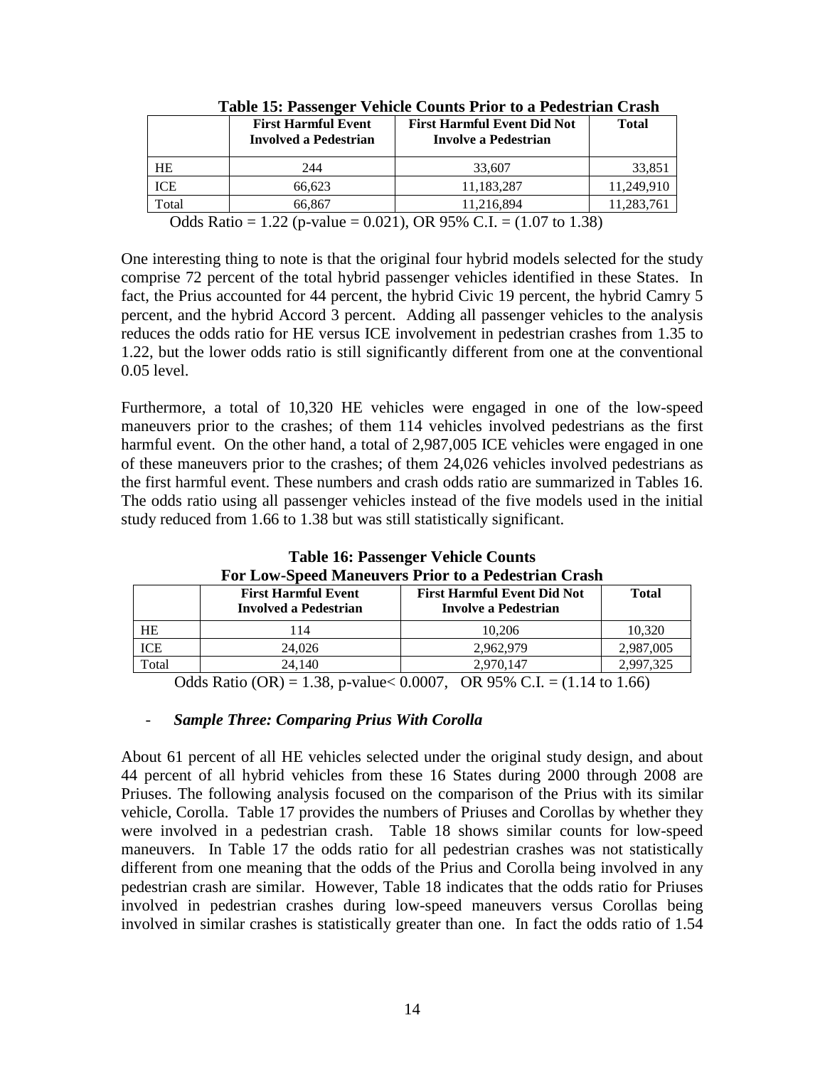**Table 15: Passenger Vehicle Counts Prior to a Pedestrian Crash**

| | First Harmful Event Involved a Pedestrian | First Harmful Event Did Not Involve a Pedestrian | Total |
|---|---|---|---|
| HE | 244 | 33,607 | 33,851 |
| ICE | 66,623 | 11,183,287 | 11,249,910 |
| Total | 66,867 | 11,216,894 | 11,283,761 |

Odds Ratio = 1.22 (p-value = 0.021), OR 95% C.I. = (1.07 to 1.38)

One interesting thing to note is that the original four hybrid models selected for the study comprise 72 percent of the total hybrid passenger vehicles identified in these States. In fact, the Prius accounted for 44 percent, the hybrid Civic 19 percent, the hybrid Camry 5 percent, and the hybrid Accord 3 percent. Adding all passenger vehicles to the analysis reduces the odds ratio for HE versus ICE involvement in pedestrian crashes from 1.35 to 1.22, but the lower odds ratio is still significantly different from one at the conventional 0.05 level.

Furthermore, a total of 10,320 HE vehicles were engaged in one of the low-speed maneuvers prior to the crashes; of them 114 vehicles involved pedestrians as the first harmful event. On the other hand, a total of 2,987,005 ICE vehicles were engaged in one of these maneuvers prior to the crashes; of them 24,026 vehicles involved pedestrians as the first harmful event. These numbers and crash odds ratio are summarized in Tables 16. The odds ratio using all passenger vehicles instead of the five models used in the initial study reduced from 1.66 to 1.38 but was still statistically significant.

**Table 16: Passenger Vehicle Counts For Low-Speed Maneuvers Prior to a Pedestrian Crash**

| | First Harmful Event Involved a Pedestrian | First Harmful Event Did Not Involve a Pedestrian | Total |
|---|---|---|---|
| HE | 114 | 10,206 | 10,320 |
| ICE | 24,026 | 2,962,979 | 2,987,005 |
| Total | 24,140 | 2,970,147 | 2,997,325 |

Odds Ratio (OR) = 1.38, p-value< 0.0007, OR 95% C.I. = (1.14 to 1.66)

- ***Sample Three: Comparing Prius With Corolla***

About 61 percent of all HE vehicles selected under the original study design, and about 44 percent of all hybrid vehicles from these 16 States during 2000 through 2008 are Priuses. The following analysis focused on the comparison of the Prius with its similar vehicle, Corolla. Table 17 provides the numbers of Priuses and Corollas by whether they were involved in a pedestrian crash. Table 18 shows similar counts for low-speed maneuvers. In Table 17 the odds ratio for all pedestrian crashes was not statistically different from one meaning that the odds of the Prius and Corolla being involved in any pedestrian crash are similar. However, Table 18 indicates that the odds ratio for Priuses involved in pedestrian crashes during low-speed maneuvers versus Corollas being involved in similar crashes is statistically greater than one. In fact the odds ratio of 1.54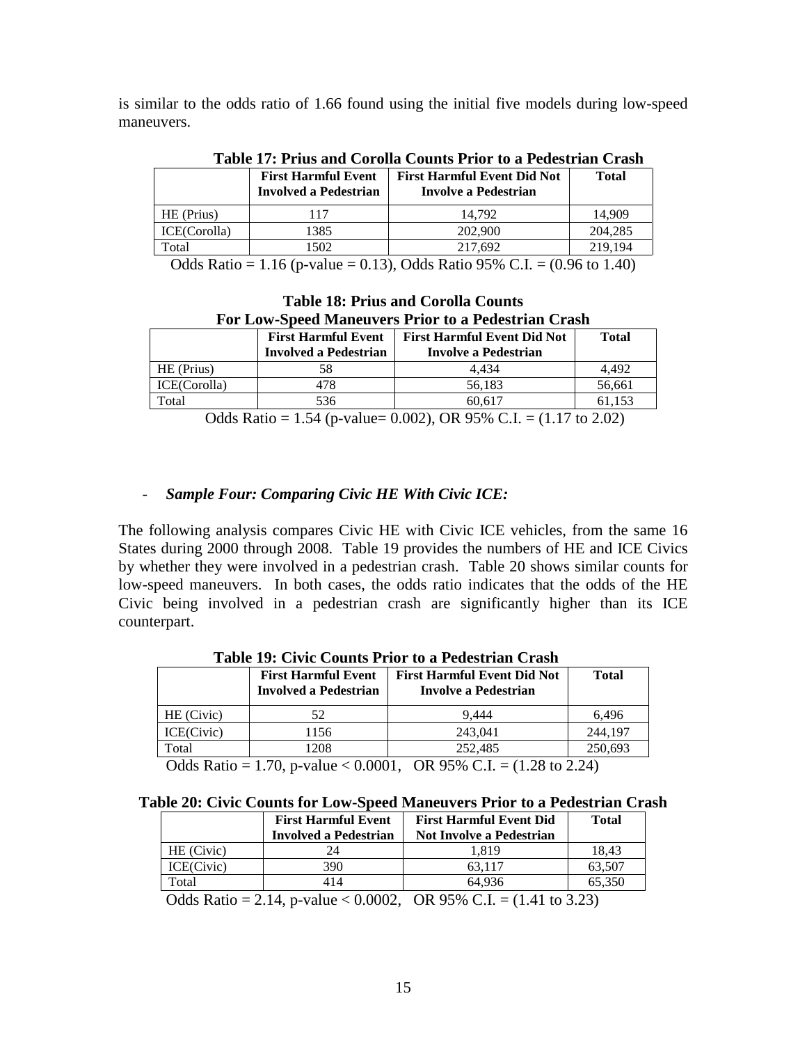is similar to the odds ratio of 1.66 found using the initial five models during low-speed maneuvers.

**Table 17: Prius and Corolla Counts Prior to a Pedestrian Crash**

| | First Harmful Event Involved a Pedestrian | First Harmful Event Did Not Involve a Pedestrian | Total |
|---|---|---|---|
| HE (Prius) | 117 | 14,792 | 14,909 |
| ICE(Corolla) | 1385 | 202,900 | 204,285 |
| Total | 1502 | 217,692 | 219,194 |

Odds Ratio = 1.16 (p-value = 0.13), Odds Ratio 95% C.I. = (0.96 to 1.40)

**Table 18: Prius and Corolla Counts For Low-Speed Maneuvers Prior to a Pedestrian Crash**

| | First Harmful Event Involved a Pedestrian | First Harmful Event Did Not Involve a Pedestrian | Total |
|---|---|---|---|
| HE (Prius) | 58 | 4,434 | 4,492 |
| ICE(Corolla) | 478 | 56,183 | 56,661 |
| Total | 536 | 60,617 | 61,153 |

Odds Ratio = 1.54 (p-value= 0.002), OR 95% C.I. = (1.17 to 2.02)

- ***Sample Four: Comparing Civic HE With Civic ICE:***

The following analysis compares Civic HE with Civic ICE vehicles, from the same 16 States during 2000 through 2008. Table 19 provides the numbers of HE and ICE Civics by whether they were involved in a pedestrian crash. Table 20 shows similar counts for low-speed maneuvers. In both cases, the odds ratio indicates that the odds of the HE Civic being involved in a pedestrian crash are significantly higher than its ICE counterpart.

**Table 19: Civic Counts Prior to a Pedestrian Crash**

| | First Harmful Event Involved a Pedestrian | First Harmful Event Did Not Involve a Pedestrian | Total |
|---|---|---|---|
| HE (Civic) | 52 | 9,444 | 6,496 |
| ICE(Civic) | 1156 | 243,041 | 244,197 |
| Total | 1208 | 252,485 | 250,693 |

Odds Ratio = 1.70, p-value < 0.0001, OR 95% C.I. = (1.28 to 2.24)

**Table 20: Civic Counts for Low-Speed Maneuvers Prior to a Pedestrian Crash**

| | First Harmful Event Involved a Pedestrian | First Harmful Event Did Not Involve a Pedestrian | Total |
|---|---|---|---|
| HE (Civic) | 24 | 1,819 | 18,43 |
| ICE(Civic) | 390 | 63,117 | 63,507 |
| Total | 414 | 64,936 | 65,350 |

Odds Ratio = 2.14, p-value < 0.0002, OR 95% C.I. = (1.41 to 3.23)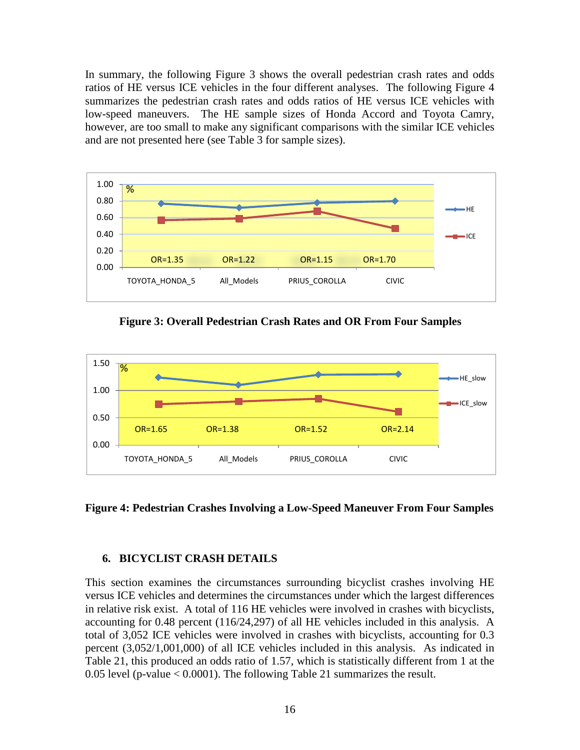In summary, the following Figure 3 shows the overall pedestrian crash rates and odds ratios of HE versus ICE vehicles in the four different analyses. The following Figure 4 summarizes the pedestrian crash rates and odds ratios of HE versus ICE vehicles with low-speed maneuvers. The HE sample sizes of Honda Accord and Toyota Camry, however, are too small to make any significant comparisons with the similar ICE vehicles and are not presented here (see Table 3 for sample sizes).

**Figure 3: Overall Pedestrian Crash Rates and OR From Four Samples**

**Figure 4: Pedestrian Crashes Involving a Low-Speed Maneuver From Four Samples**

## 6. BICYCLIST CRASH DETAILS

This section examines the circumstances surrounding bicyclist crashes involving HE versus ICE vehicles and determines the circumstances under which the largest differences in relative risk exist. A total of 116 HE vehicles were involved in crashes with bicyclists, accounting for 0.48 percent (116/24,297) of all HE vehicles included in this analysis. A total of 3,052 ICE vehicles were involved in crashes with bicyclists, accounting for 0.3 percent (3,052/1,001,000) of all ICE vehicles included in this analysis. As indicated in Table 21, this produced an odds ratio of 1.57, which is statistically different from 1 at the 0.05 level (p-value < 0.0001). The following Table 21 summarizes the result.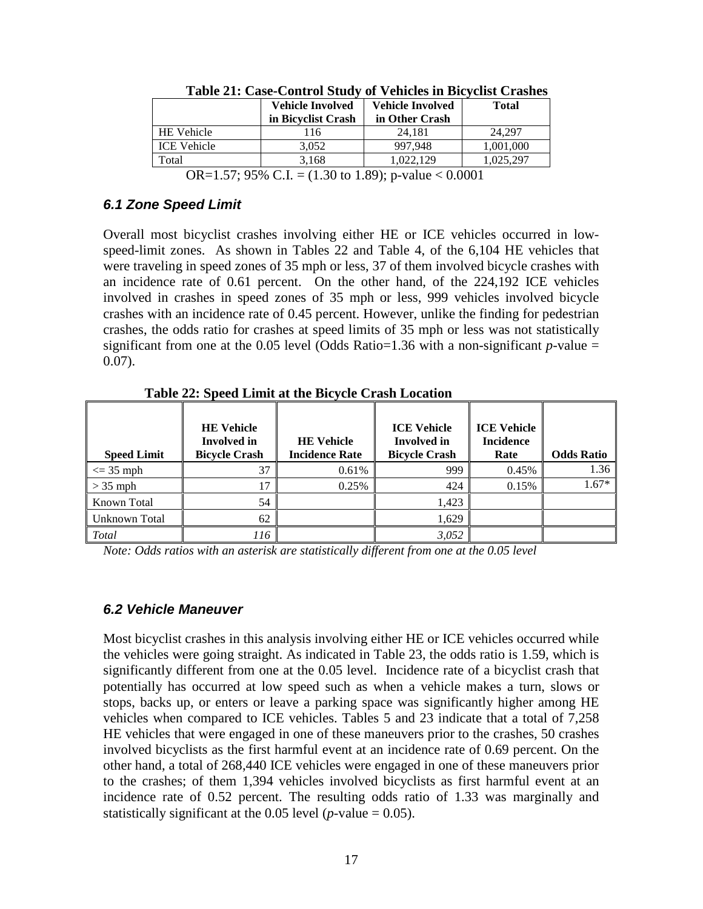**Table 21: Case-Control Study of Vehicles in Bicyclist Crashes**

| | Vehicle Involved in Bicyclist Crash | Vehicle Involved in Other Crash | Total |
|---|---|---|---|
| HE Vehicle | 116 | 24,181 | 24,297 |
| ICE Vehicle | 3,052 | 997,948 | 1,001,000 |
| Total | 3,168 | 1,022,129 | 1,025,297 |

OR=1.57; 95% C.I. = (1.30 to 1.89); p-value < 0.0001

### *6.1 Zone Speed Limit*

Overall most bicyclist crashes involving either HE or ICE vehicles occurred in low-speed-limit zones. As shown in Tables 22 and Table 4, of the 6,104 HE vehicles that were traveling in speed zones of 35 mph or less, 37 of them involved bicycle crashes with an incidence rate of 0.61 percent. On the other hand, of the 224,192 ICE vehicles involved in crashes in speed zones of 35 mph or less, 999 vehicles involved bicycle crashes with an incidence rate of 0.45 percent. However, unlike the finding for pedestrian crashes, the odds ratio for crashes at speed limits of 35 mph or less was not statistically significant from one at the 0.05 level (Odds Ratio=1.36 with a non-significant *p*-value = 0.07).

**Table 22: Speed Limit at the Bicycle Crash Location**

| Speed Limit | HE Vehicle Involved in Bicycle Crash | HE Vehicle Incidence Rate | ICE Vehicle Involved in Bicycle Crash | ICE Vehicle Incidence Rate | Odds Ratio |
|---|---|---|---|---|---|
| <= 35 mph | 37 | 0.61% | 999 | 0.45% | 1.36 |
| > 35 mph | 17 | 0.25% | 424 | 0.15% | 1.67* |
| Known Total | 54 | | 1,423 | | |
| Unknown Total | 62 | | 1,629 | | |
| *Total* | *116* | | *3,052* | | |

*Note: Odds ratios with an asterisk are statistically different from one at the 0.05 level*

### *6.2 Vehicle Maneuver*

Most bicyclist crashes in this analysis involving either HE or ICE vehicles occurred while the vehicles were going straight. As indicated in Table 23, the odds ratio is 1.59, which is significantly different from one at the 0.05 level. Incidence rate of a bicyclist crash that potentially has occurred at low speed such as when a vehicle makes a turn, slows or stops, backs up, or enters or leave a parking space was significantly higher among HE vehicles when compared to ICE vehicles. Tables 5 and 23 indicate that a total of 7,258 HE vehicles that were engaged in one of these maneuvers prior to the crashes, 50 crashes involved bicyclists as the first harmful event at an incidence rate of 0.69 percent. On the other hand, a total of 268,440 ICE vehicles were engaged in one of these maneuvers prior to the crashes; of them 1,394 vehicles involved bicyclists as first harmful event at an incidence rate of 0.52 percent. The resulting odds ratio of 1.33 was marginally and statistically significant at the 0.05 level (*p*-value = 0.05).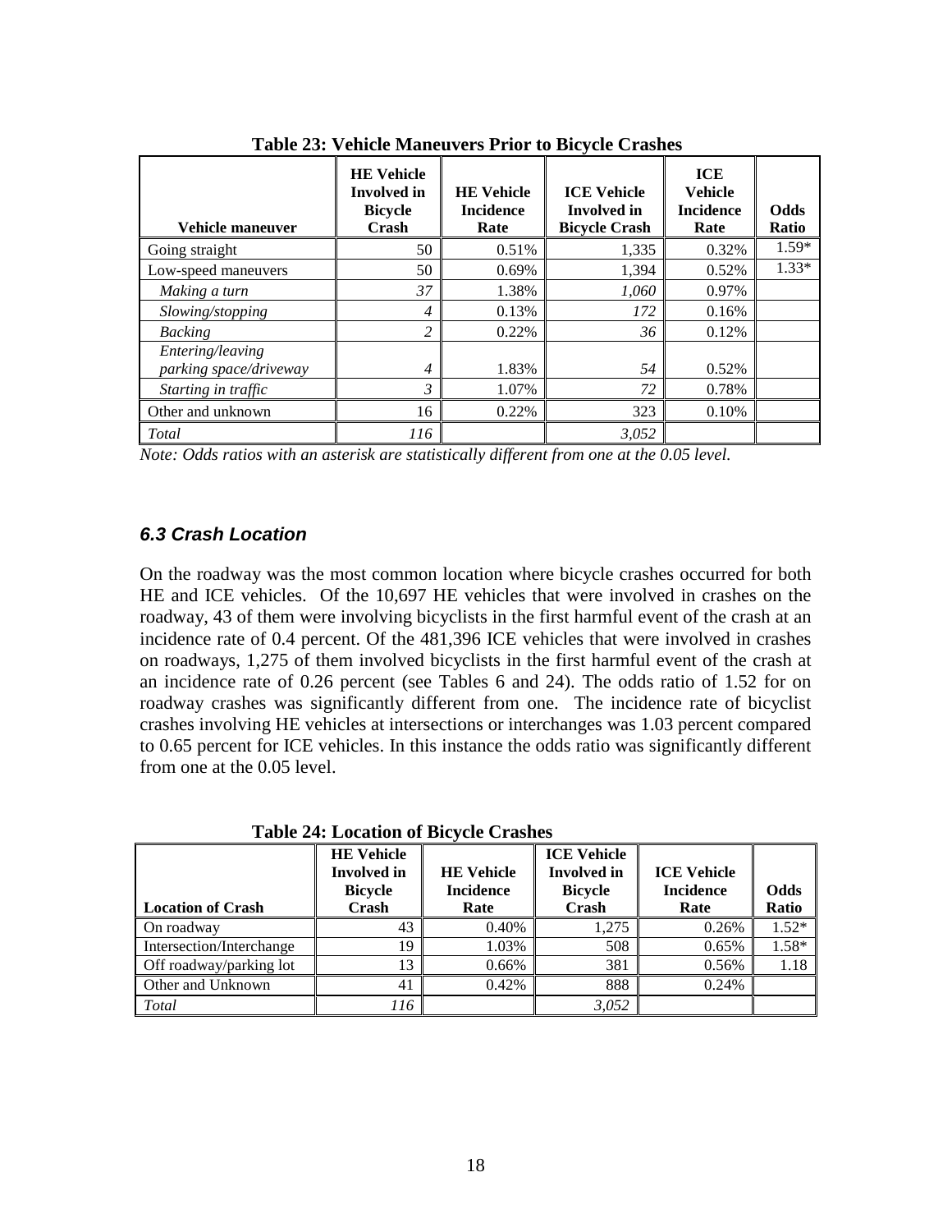**Table 23: Vehicle Maneuvers Prior to Bicycle Crashes**

| Vehicle maneuver | HE Vehicle Involved in Bicycle Crash | HE Vehicle Incidence Rate | ICE Vehicle Involved in Bicycle Crash | ICE Vehicle Incidence Rate | Odds Ratio |
|---|---|---|---|---|---|
| Going straight | 50 | 0.51% | 1,335 | 0.32% | 1.59* |
| Low-speed maneuvers | 50 | 0.69% | 1,394 | 0.52% | 1.33* |
| *Making a turn* | *37* | 1.38% | *1,060* | 0.97% | |
| *Slowing/stopping* | *4* | 0.13% | *172* | 0.16% | |
| *Backing* | *2* | 0.22% | *36* | 0.12% | |
| *Entering/leaving parking space/driveway* | *4* | 1.83% | *54* | 0.52% | |
| *Starting in traffic* | *3* | 1.07% | *72* | 0.78% | |
| Other and unknown | 16 | 0.22% | 323 | 0.10% | |
| *Total* | *116* | | *3,052* | | |

*Note: Odds ratios with an asterisk are statistically different from one at the 0.05 level.*

### *6.3 Crash Location*

On the roadway was the most common location where bicycle crashes occurred for both HE and ICE vehicles. Of the 10,697 HE vehicles that were involved in crashes on the roadway, 43 of them were involving bicyclists in the first harmful event of the crash at an incidence rate of 0.4 percent. Of the 481,396 ICE vehicles that were involved in crashes on roadways, 1,275 of them involved bicyclists in the first harmful event of the crash at an incidence rate of 0.26 percent (see Tables 6 and 24). The odds ratio of 1.52 for on roadway crashes was significantly different from one. The incidence rate of bicyclist crashes involving HE vehicles at intersections or interchanges was 1.03 percent compared to 0.65 percent for ICE vehicles. In this instance the odds ratio was significantly different from one at the 0.05 level.

**Table 24: Location of Bicycle Crashes**

| Location of Crash | HE Vehicle Involved in Bicycle Crash | HE Vehicle Incidence Rate | ICE Vehicle Involved in Bicycle Crash | ICE Vehicle Incidence Rate | Odds Ratio |
|---|---|---|---|---|---|
| On roadway | 43 | 0.40% | 1,275 | 0.26% | 1.52* |
| Intersection/Interchange | 19 | 1.03% | 508 | 0.65% | 1.58* |
| Off roadway/parking lot | 13 | 0.66% | 381 | 0.56% | 1.18 |
| Other and Unknown | 41 | 0.42% | 888 | 0.24% | |
| *Total* | *116* | | *3,052* | | |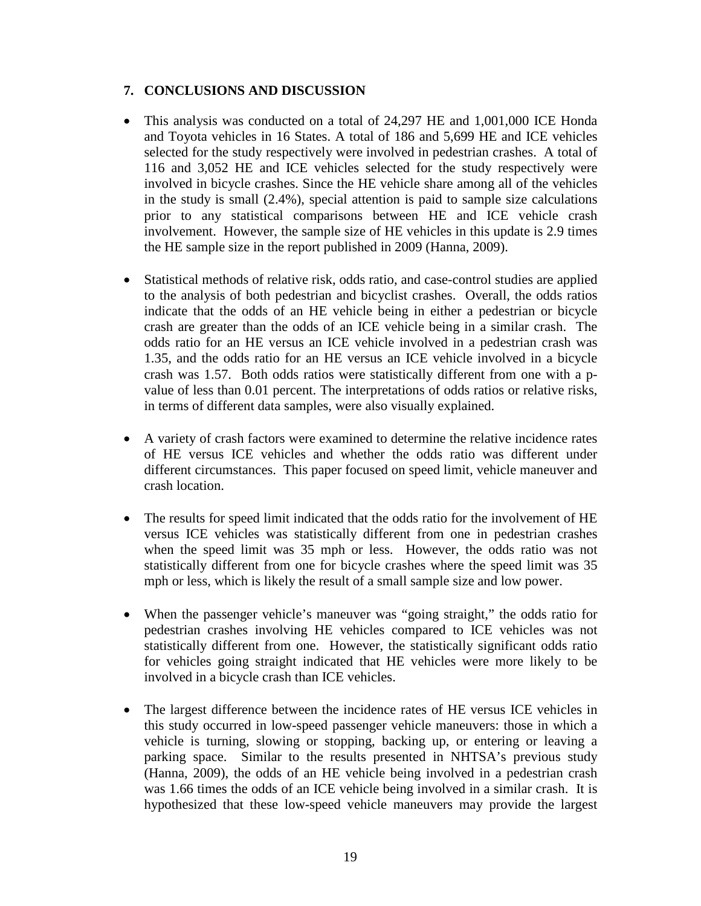## 7. CONCLUSIONS AND DISCUSSION

- This analysis was conducted on a total of 24,297 HE and 1,001,000 ICE Honda and Toyota vehicles in 16 States. A total of 186 and 5,699 HE and ICE vehicles selected for the study respectively were involved in pedestrian crashes. A total of 116 and 3,052 HE and ICE vehicles selected for the study respectively were involved in bicycle crashes. Since the HE vehicle share among all of the vehicles in the study is small (2.4%), special attention is paid to sample size calculations prior to any statistical comparisons between HE and ICE vehicle crash involvement. However, the sample size of HE vehicles in this update is 2.9 times the HE sample size in the report published in 2009 (Hanna, 2009).

- Statistical methods of relative risk, odds ratio, and case-control studies are applied to the analysis of both pedestrian and bicyclist crashes. Overall, the odds ratios indicate that the odds of an HE vehicle being in either a pedestrian or bicycle crash are greater than the odds of an ICE vehicle being in a similar crash. The odds ratio for an HE versus an ICE vehicle involved in a pedestrian crash was 1.35, and the odds ratio for an HE versus an ICE vehicle involved in a bicycle crash was 1.57. Both odds ratios were statistically different from one with a p-value of less than 0.01 percent. The interpretations of odds ratios or relative risks, in terms of different data samples, were also visually explained.

- A variety of crash factors were examined to determine the relative incidence rates of HE versus ICE vehicles and whether the odds ratio was different under different circumstances. This paper focused on speed limit, vehicle maneuver and crash location.

- The results for speed limit indicated that the odds ratio for the involvement of HE versus ICE vehicles was statistically different from one in pedestrian crashes when the speed limit was 35 mph or less. However, the odds ratio was not statistically different from one for bicycle crashes where the speed limit was 35 mph or less, which is likely the result of a small sample size and low power.

- When the passenger vehicle's maneuver was "going straight," the odds ratio for pedestrian crashes involving HE vehicles compared to ICE vehicles was not statistically different from one. However, the statistically significant odds ratio for vehicles going straight indicated that HE vehicles were more likely to be involved in a bicycle crash than ICE vehicles.

- The largest difference between the incidence rates of HE versus ICE vehicles in this study occurred in low-speed passenger vehicle maneuvers: those in which a vehicle is turning, slowing or stopping, backing up, or entering or leaving a parking space. Similar to the results presented in NHTSA's previous study (Hanna, 2009), the odds of an HE vehicle being involved in a pedestrian crash was 1.66 times the odds of an ICE vehicle being involved in a similar crash. It is hypothesized that these low-speed vehicle maneuvers may provide the largest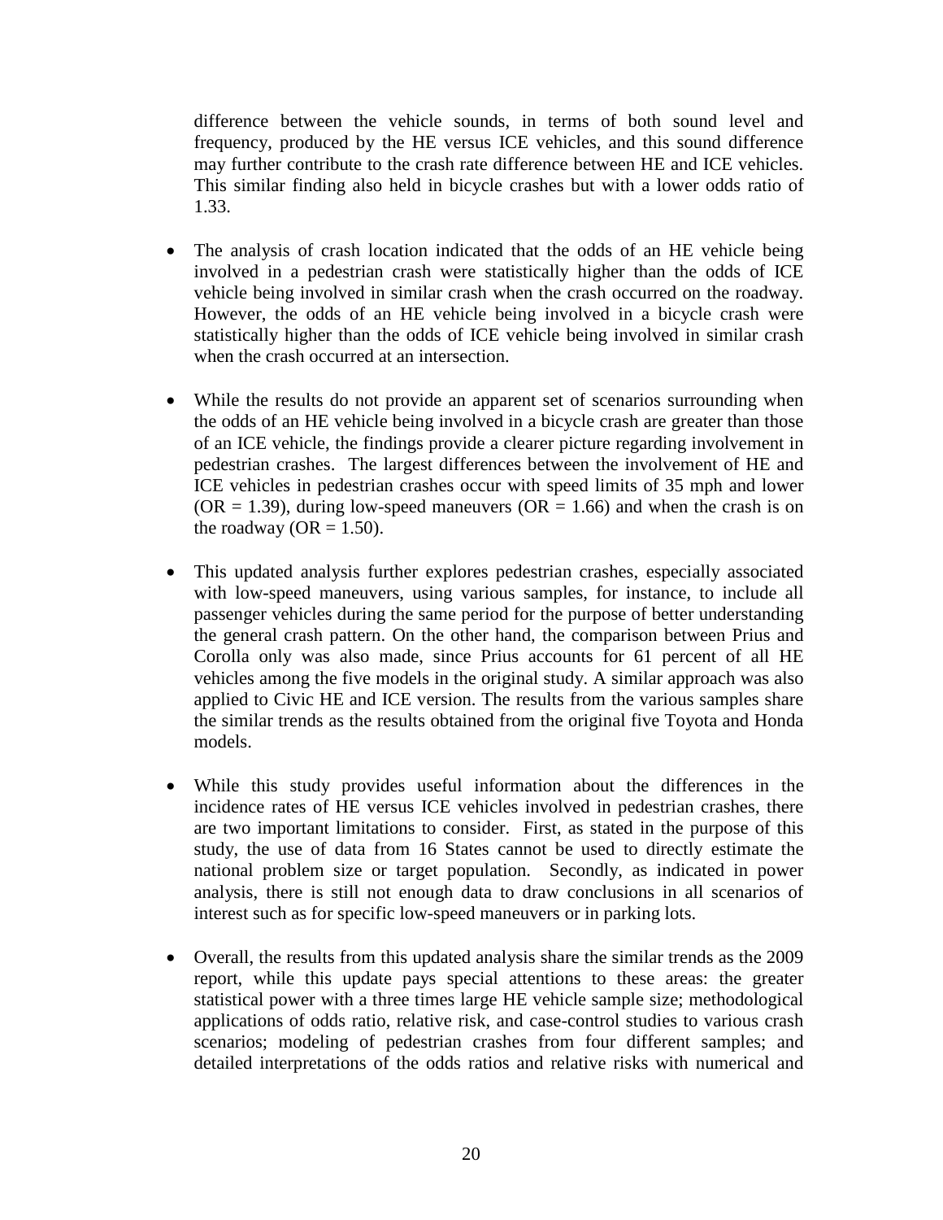difference between the vehicle sounds, in terms of both sound level and frequency, produced by the HE versus ICE vehicles, and this sound difference may further contribute to the crash rate difference between HE and ICE vehicles. This similar finding also held in bicycle crashes but with a lower odds ratio of 1.33.

- The analysis of crash location indicated that the odds of an HE vehicle being involved in a pedestrian crash were statistically higher than the odds of ICE vehicle being involved in similar crash when the crash occurred on the roadway. However, the odds of an HE vehicle being involved in a bicycle crash were statistically higher than the odds of ICE vehicle being involved in similar crash when the crash occurred at an intersection.

- While the results do not provide an apparent set of scenarios surrounding when the odds of an HE vehicle being involved in a bicycle crash are greater than those of an ICE vehicle, the findings provide a clearer picture regarding involvement in pedestrian crashes. The largest differences between the involvement of HE and ICE vehicles in pedestrian crashes occur with speed limits of 35 mph and lower (OR = 1.39), during low-speed maneuvers (OR = 1.66) and when the crash is on the roadway (OR = 1.50).

- This updated analysis further explores pedestrian crashes, especially associated with low-speed maneuvers, using various samples, for instance, to include all passenger vehicles during the same period for the purpose of better understanding the general crash pattern. On the other hand, the comparison between Prius and Corolla only was also made, since Prius accounts for 61 percent of all HE vehicles among the five models in the original study. A similar approach was also applied to Civic HE and ICE version. The results from the various samples share the similar trends as the results obtained from the original five Toyota and Honda models.

- While this study provides useful information about the differences in the incidence rates of HE versus ICE vehicles involved in pedestrian crashes, there are two important limitations to consider. First, as stated in the purpose of this study, the use of data from 16 States cannot be used to directly estimate the national problem size or target population. Secondly, as indicated in power analysis, there is still not enough data to draw conclusions in all scenarios of interest such as for specific low-speed maneuvers or in parking lots.

- Overall, the results from this updated analysis share the similar trends as the 2009 report, while this update pays special attentions to these areas: the greater statistical power with a three times large HE vehicle sample size; methodological applications of odds ratio, relative risk, and case-control studies to various crash scenarios; modeling of pedestrian crashes from four different samples; and detailed interpretations of the odds ratios and relative risks with numerical and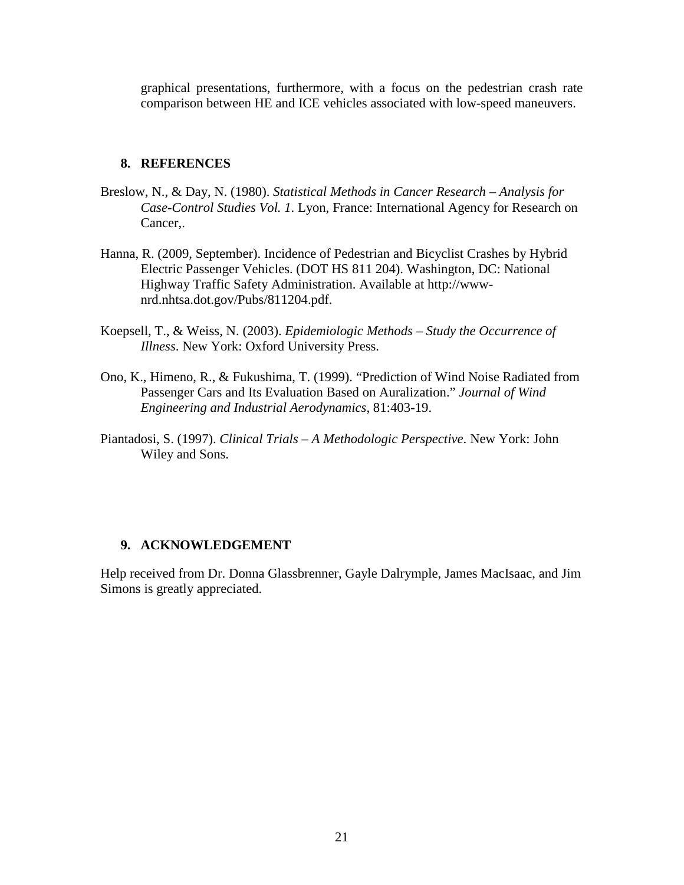graphical presentations, furthermore, with a focus on the pedestrian crash rate comparison between HE and ICE vehicles associated with low-speed maneuvers.

## 8. REFERENCES

Breslow, N., & Day, N. (1980). *Statistical Methods in Cancer Research – Analysis for Case-Control Studies Vol. 1*. Lyon, France: International Agency for Research on Cancer,.

Hanna, R. (2009, September). Incidence of Pedestrian and Bicyclist Crashes by Hybrid Electric Passenger Vehicles. (DOT HS 811 204). Washington, DC: National Highway Traffic Safety Administration. Available at http://www-nrd.nhtsa.dot.gov/Pubs/811204.pdf.

Koepsell, T., & Weiss, N. (2003). *Epidemiologic Methods – Study the Occurrence of Illness*. New York: Oxford University Press.

Ono, K., Himeno, R., & Fukushima, T. (1999). "Prediction of Wind Noise Radiated from Passenger Cars and Its Evaluation Based on Auralization." *Journal of Wind Engineering and Industrial Aerodynamics*, 81:403-19.

Piantadosi, S. (1997). *Clinical Trials – A Methodologic Perspective*. New York: John Wiley and Sons.

## 9. ACKNOWLEDGEMENT

Help received from Dr. Donna Glassbrenner, Gayle Dalrymple, James MacIsaac, and Jim Simons is greatly appreciated.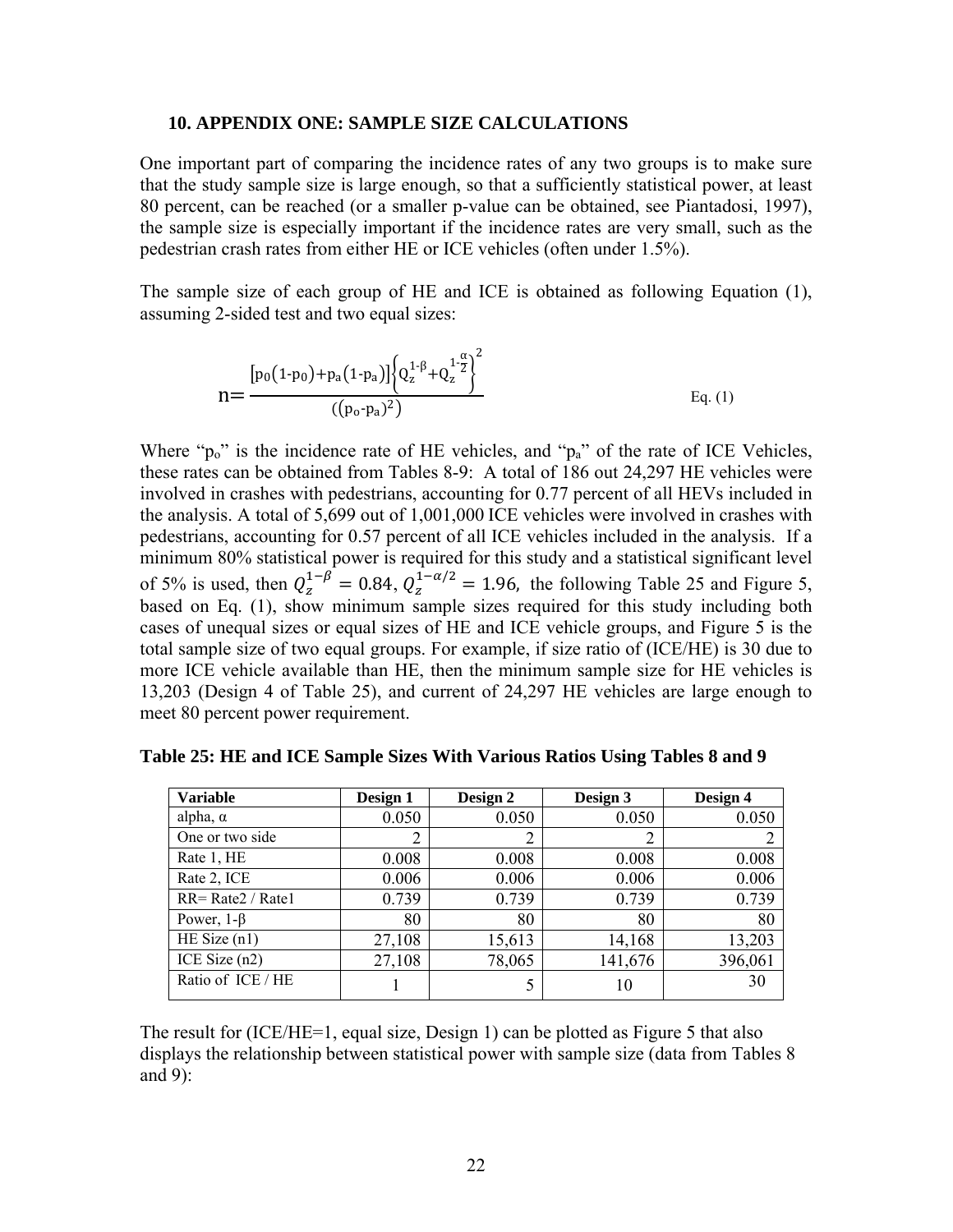### 10. APPENDIX ONE: SAMPLE SIZE CALCULATIONS

One important part of comparing the incidence rates of any two groups is to make sure that the study sample size is large enough, so that a sufficiently statistical power, at least 80 percent, can be reached (or a smaller p-value can be obtained, see Piantadosi, 1997), the sample size is especially important if the incidence rates are very small, such as the pedestrian crash rates from either HE or ICE vehicles (often under 1.5%).

The sample size of each group of HE and ICE is obtained as following Equation (1), assuming 2-sided test and two equal sizes:

$$n = \frac{\left[p_0(1-p_0)+p_a(1-p_a)\right]\left\{Q_z^{1-\beta}+Q_z^{1-\frac{\alpha}{2}}\right\}^2}{\left((p_o-p_a)^2\right)} \qquad \text{Eq. (1)}$$

Where "$p_o$" is the incidence rate of HE vehicles, and "$p_a$" of the rate of ICE Vehicles, these rates can be obtained from Tables 8-9: A total of 186 out 24,297 HE vehicles were involved in crashes with pedestrians, accounting for 0.77 percent of all HEVs included in the analysis. A total of 5,699 out of 1,001,000 ICE vehicles were involved in crashes with pedestrians, accounting for 0.57 percent of all ICE vehicles included in the analysis. If a minimum 80% statistical power is required for this study and a statistical significant level of 5% is used, then $Q_z^{1-\beta} = 0.84$, $Q_z^{1-\alpha/2} = 1.96$, the following Table 25 and Figure 5, based on Eq. (1), show minimum sample sizes required for this study including both cases of unequal sizes or equal sizes of HE and ICE vehicle groups, and Figure 5 is the total sample size of two equal groups. For example, if size ratio of (ICE/HE) is 30 due to more ICE vehicle available than HE, then the minimum sample size for HE vehicles is 13,203 (Design 4 of Table 25), and current of 24,297 HE vehicles are large enough to meet 80 percent power requirement.

**Table 25: HE and ICE Sample Sizes With Various Ratios Using Tables 8 and 9**

| Variable | Design 1 | Design 2 | Design 3 | Design 4 |
|---|---|---|---|---|
| alpha, α | 0.050 | 0.050 | 0.050 | 0.050 |
| One or two side | 2 | 2 | 2 | 2 |
| Rate 1, HE | 0.008 | 0.008 | 0.008 | 0.008 |
| Rate 2, ICE | 0.006 | 0.006 | 0.006 | 0.006 |
| RR= Rate2 / Rate1 | 0.739 | 0.739 | 0.739 | 0.739 |
| Power, 1-β | 80 | 80 | 80 | 80 |
| HE Size (n1) | 27,108 | 15,613 | 14,168 | 13,203 |
| ICE Size (n2) | 27,108 | 78,065 | 141,676 | 396,061 |
| Ratio of ICE / HE | 1 | 5 | 10 | 30 |

The result for (ICE/HE=1, equal size, Design 1) can be plotted as Figure 5 that also displays the relationship between statistical power with sample size (data from Tables 8 and 9):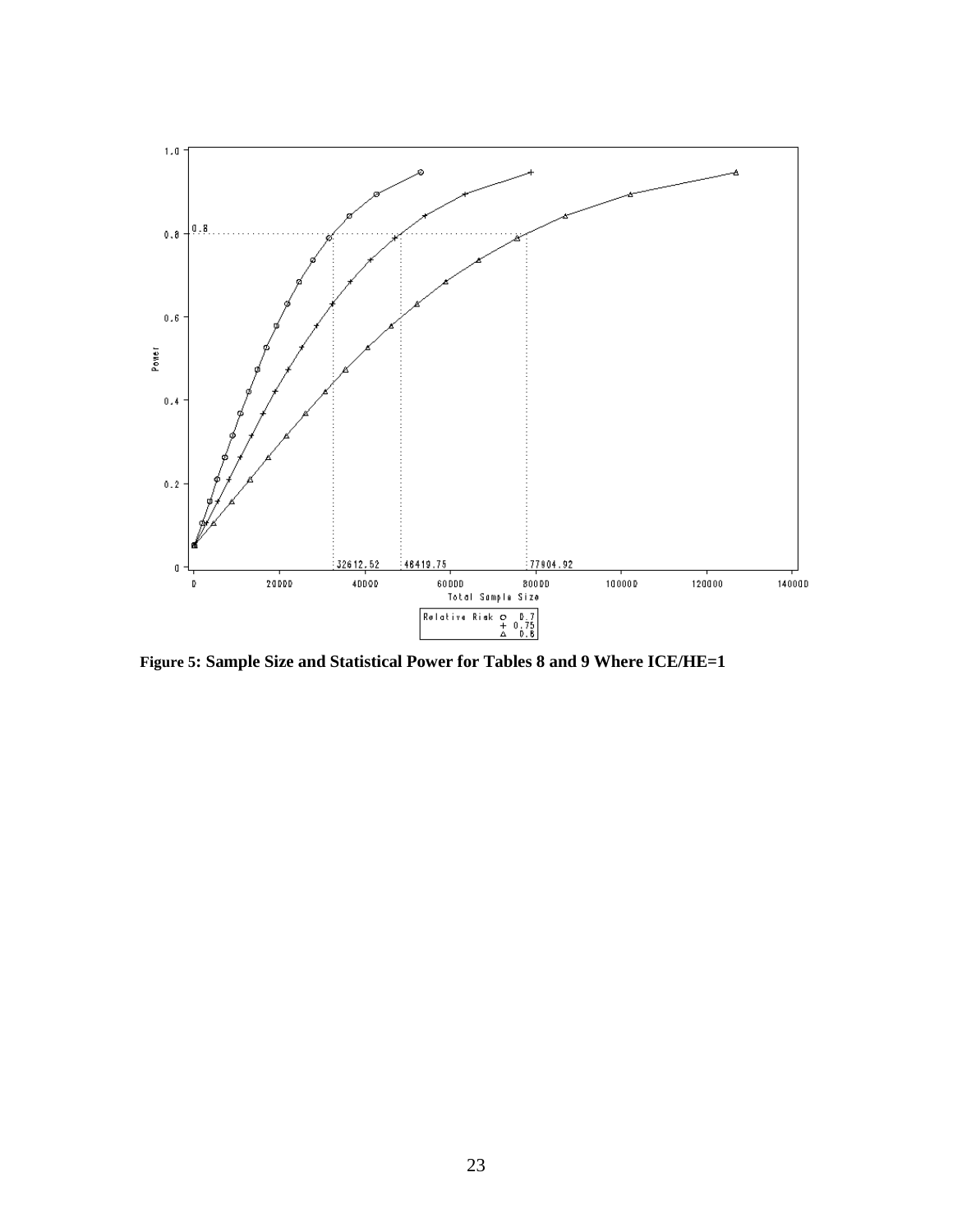**Figure 5: Sample Size and Statistical Power for Tables 8 and 9 Where ICE/HE=1**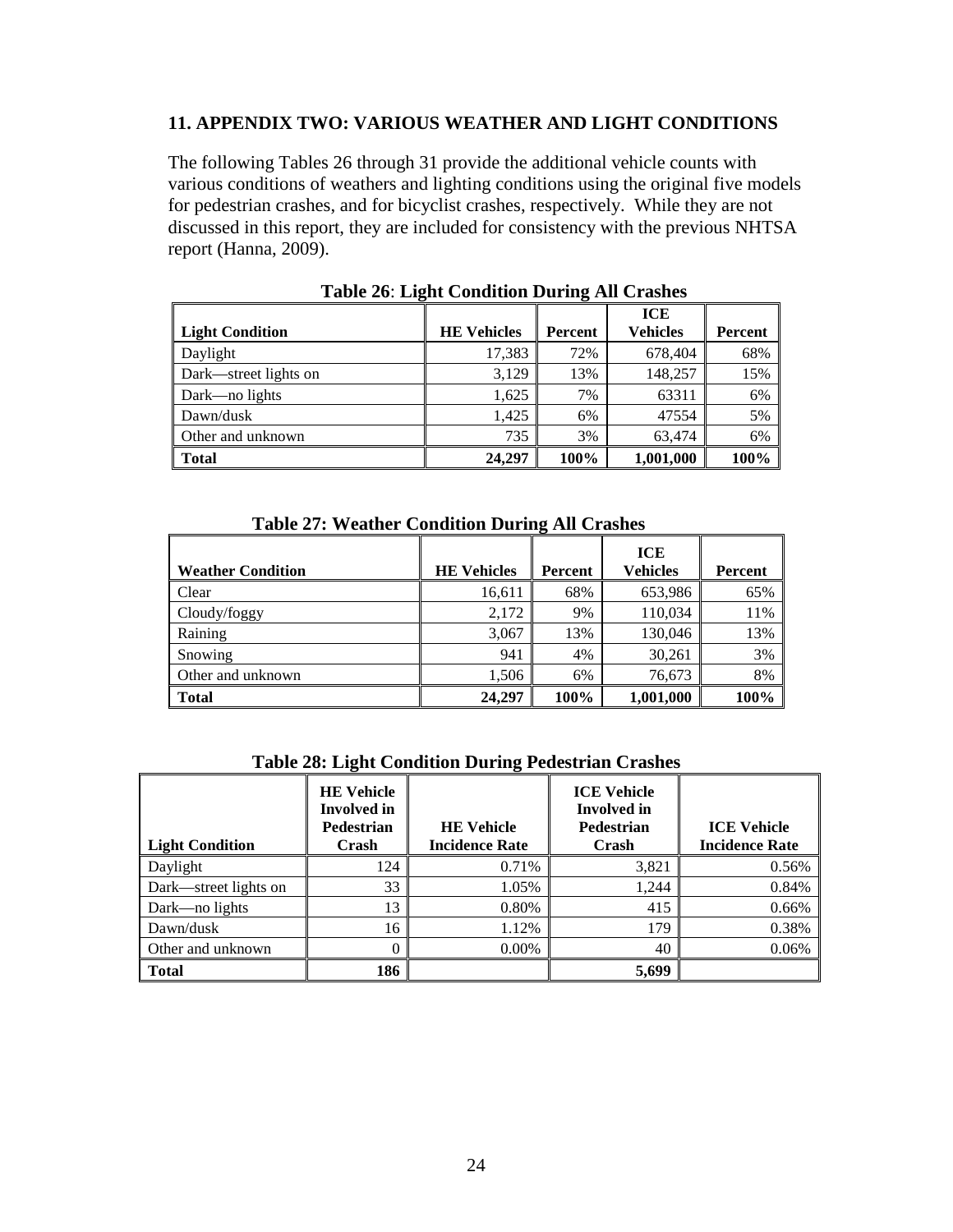## 11. APPENDIX TWO: VARIOUS WEATHER AND LIGHT CONDITIONS

The following Tables 26 through 31 provide the additional vehicle counts with various conditions of weathers and lighting conditions using the original five models for pedestrian crashes, and for bicyclist crashes, respectively. While they are not discussed in this report, they are included for consistency with the previous NHTSA report (Hanna, 2009).

**Table 26**: **Light Condition During All Crashes**

| Light Condition | HE Vehicles | Percent | ICE Vehicles | Percent |
|---|---|---|---|---|
| Daylight | 17,383 | 72% | 678,404 | 68% |
| Dark—street lights on | 3,129 | 13% | 148,257 | 15% |
| Dark—no lights | 1,625 | 7% | 63311 | 6% |
| Dawn/dusk | 1,425 | 6% | 47554 | 5% |
| Other and unknown | 735 | 3% | 63,474 | 6% |
| **Total** | **24,297** | **100%** | **1,001,000** | **100%** |

**Table 27: Weather Condition During All Crashes**

| Weather Condition | HE Vehicles | Percent | ICE Vehicles | Percent |
|---|---|---|---|---|
| Clear | 16,611 | 68% | 653,986 | 65% |
| Cloudy/foggy | 2,172 | 9% | 110,034 | 11% |
| Raining | 3,067 | 13% | 130,046 | 13% |
| Snowing | 941 | 4% | 30,261 | 3% |
| Other and unknown | 1,506 | 6% | 76,673 | 8% |
| **Total** | **24,297** | **100%** | **1,001,000** | **100%** |

**Table 28: Light Condition During Pedestrian Crashes**

| Light Condition | HE Vehicle Involved in Pedestrian Crash | HE Vehicle Incidence Rate | ICE Vehicle Involved in Pedestrian Crash | ICE Vehicle Incidence Rate |
|---|---|---|---|---|
| Daylight | 124 | 0.71% | 3,821 | 0.56% |
| Dark—street lights on | 33 | 1.05% | 1,244 | 0.84% |
| Dark—no lights | 13 | 0.80% | 415 | 0.66% |
| Dawn/dusk | 16 | 1.12% | 179 | 0.38% |
| Other and unknown | 0 | 0.00% | 40 | 0.06% |
| **Total** | **186** | | **5,699** | |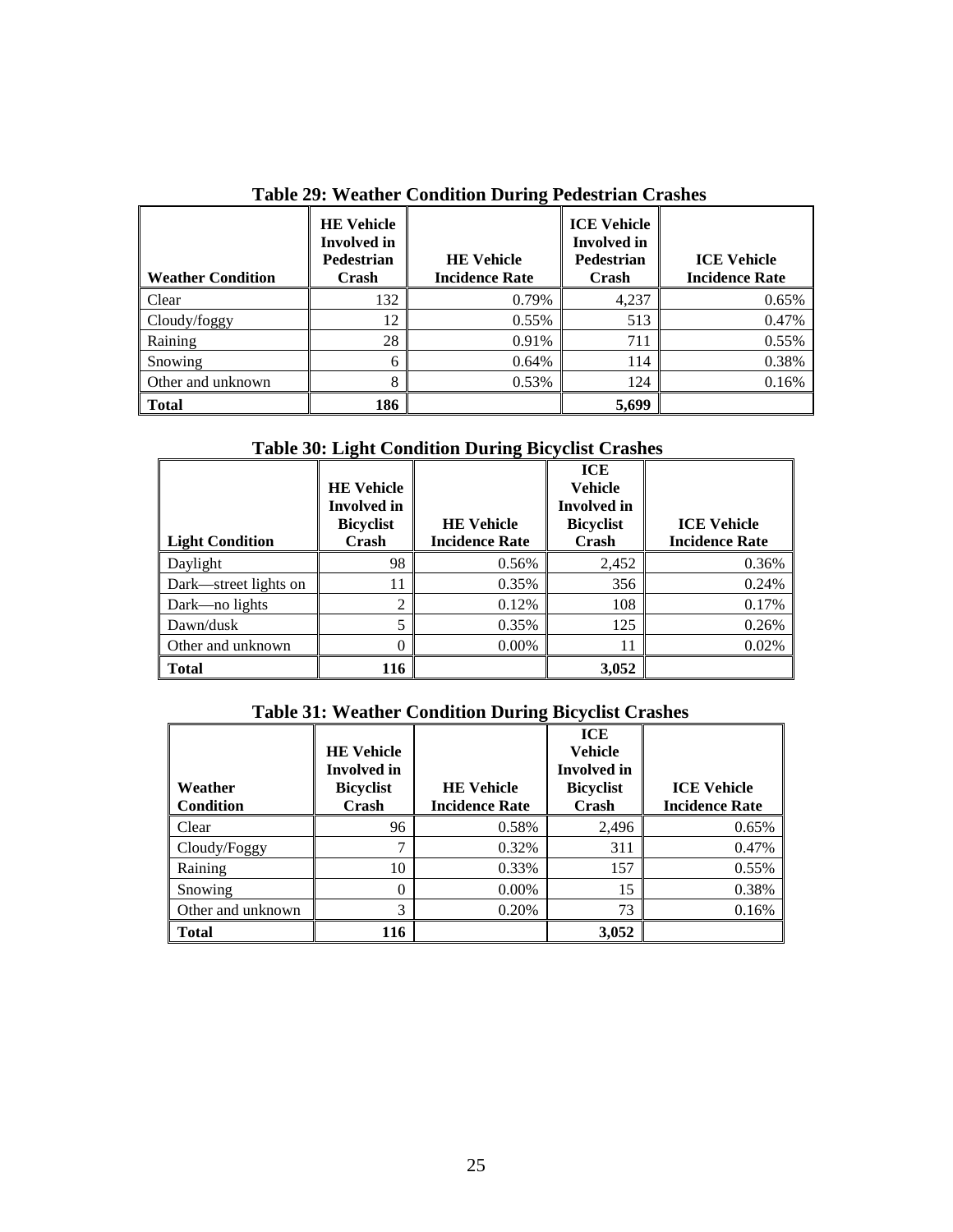**Table 29: Weather Condition During Pedestrian Crashes**

| Weather Condition | HE Vehicle Involved in Pedestrian Crash | HE Vehicle Incidence Rate | ICE Vehicle Involved in Pedestrian Crash | ICE Vehicle Incidence Rate |
|---|---|---|---|---|
| Clear | 132 | 0.79% | 4,237 | 0.65% |
| Cloudy/foggy | 12 | 0.55% | 513 | 0.47% |
| Raining | 28 | 0.91% | 711 | 0.55% |
| Snowing | 6 | 0.64% | 114 | 0.38% |
| Other and unknown | 8 | 0.53% | 124 | 0.16% |
| **Total** | **186** | | **5,699** | |

**Table 30: Light Condition During Bicyclist Crashes**

| Light Condition | HE Vehicle Involved in Bicyclist Crash | HE Vehicle Incidence Rate | ICE Vehicle Involved in Bicyclist Crash | ICE Vehicle Incidence Rate |
|---|---|---|---|---|
| Daylight | 98 | 0.56% | 2,452 | 0.36% |
| Dark—street lights on | 11 | 0.35% | 356 | 0.24% |
| Dark—no lights | 2 | 0.12% | 108 | 0.17% |
| Dawn/dusk | 5 | 0.35% | 125 | 0.26% |
| Other and unknown | 0 | 0.00% | 11 | 0.02% |
| **Total** | **116** | | **3,052** | |

**Table 31: Weather Condition During Bicyclist Crashes**

| Weather Condition | HE Vehicle Involved in Bicyclist Crash | HE Vehicle Incidence Rate | ICE Vehicle Involved in Bicyclist Crash | ICE Vehicle Incidence Rate |
|---|---|---|---|---|
| Clear | 96 | 0.58% | 2,496 | 0.65% |
| Cloudy/Foggy | 7 | 0.32% | 311 | 0.47% |
| Raining | 10 | 0.33% | 157 | 0.55% |
| Snowing | 0 | 0.00% | 15 | 0.38% |
| Other and unknown | 3 | 0.20% | 73 | 0.16% |
| **Total** | **116** | | **3,052** | |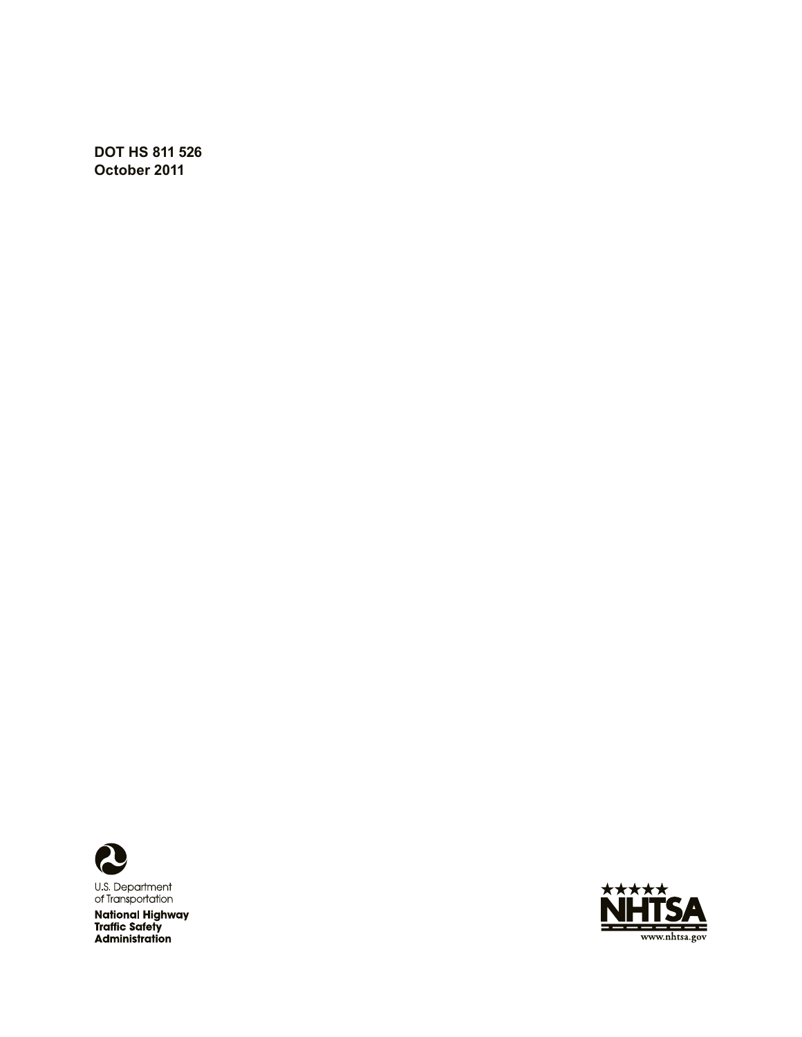**DOT HS 811 526**
**October 2011**

U.S. Department of Transportation

**National Highway Traffic Safety Administration**

NHTSA

www.nhtsa.gov